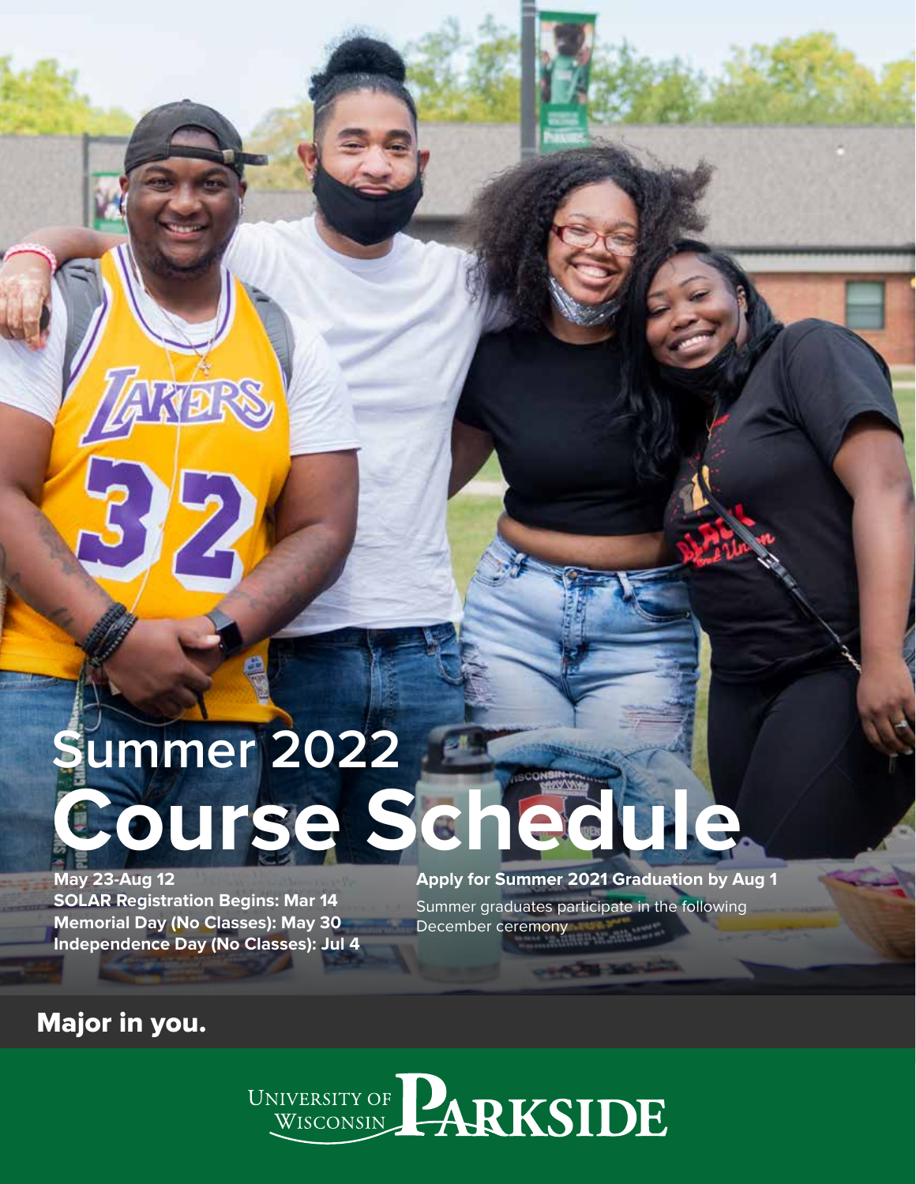# Summer 2022
# Course Schedule

**May 23-Aug 12**
**SOLAR Registration Begins: Mar 14**
**Memorial Day (No Classes): May 30**
**Independence Day (No Classes): Jul 4**

**Apply for Summer 2021 Graduation by Aug 1**

Summer graduates participate in the following December ceremony

**Major in you.**

UNIVERSITY OF WISCONSIN PARKSIDE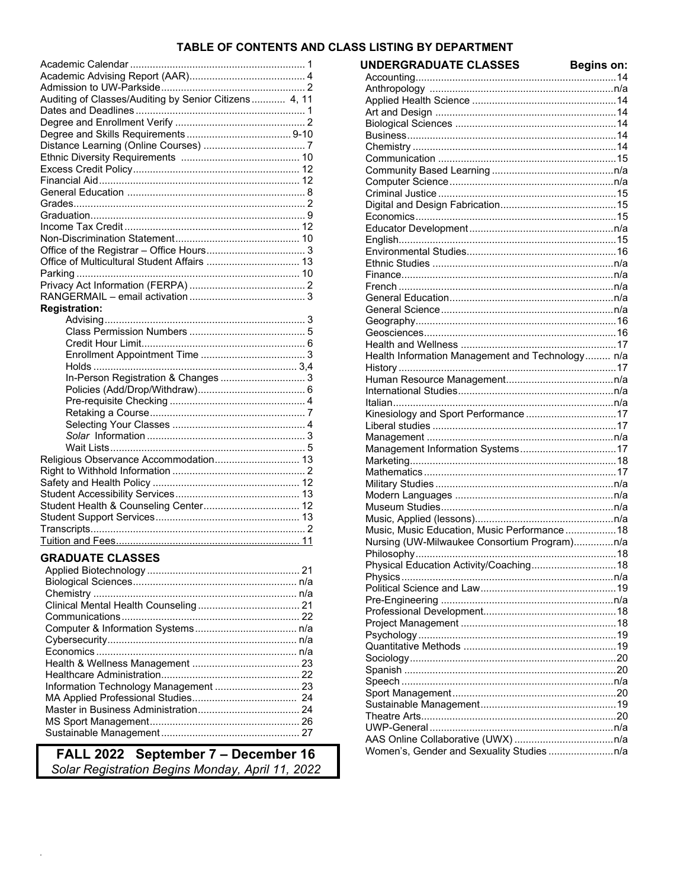# TABLE OF CONTENTS AND CLASS LISTING BY DEPARTMENT

| Topic | Page |
|---|---|
| Academic Calendar | 1 |
| Academic Advising Report (AAR) | 4 |
| Admission to UW-Parkside | 2 |
| Auditing of Classes/Auditing by Senior Citizens | 4, 11 |
| Dates and Deadlines | 1 |
| Degree and Enrollment Verify | 2 |
| Degree and Skills Requirements | 9-10 |
| Distance Learning (Online Courses) | 7 |
| Ethnic Diversity Requirements | 10 |
| Excess Credit Policy | 12 |
| Financial Aid | 12 |
| General Education | 8 |
| Grades | 2 |
| Graduation | 9 |
| Income Tax Credit | 12 |
| Non-Discrimination Statement | 10 |
| Office of the Registrar – Office Hours | 3 |
| Office of Multicultural Student Affairs | 13 |
| Parking | 10 |
| Privacy Act Information (FERPA) | 2 |
| RANGERMAIL – email activation | 3 |
| **Registration:** | |
| Advising | 3 |
| Class Permission Numbers | 5 |
| Credit Hour Limit | 6 |
| Enrollment Appointment Time | 3 |
| Holds | 3,4 |
| In-Person Registration & Changes | 3 |
| Policies (Add/Drop/Withdraw) | 6 |
| Pre-requisite Checking | 4 |
| Retaking a Course | 7 |
| Selecting Your Classes | 4 |
| *Solar* Information | 3 |
| Wait Lists | 5 |
| Religious Observance Accommodation | 13 |
| Right to Withhold Information | 2 |
| Safety and Health Policy | 12 |
| Student Accessibility Services | 13 |
| Student Health & Counseling Center | 12 |
| Student Support Services | 13 |
| Transcripts | 2 |
| Tuition and Fees | 11 |

## GRADUATE CLASSES

| Program | Page |
|---|---|
| Applied Biotechnology | 21 |
| Biological Sciences | n/a |
| Chemistry | n/a |
| Clinical Mental Health Counseling | 21 |
| Communications | 22 |
| Computer & Information Systems | n/a |
| Cybersecurity | n/a |
| Economics | n/a |
| Health & Wellness Management | 23 |
| Healthcare Administration | 22 |
| Information Technology Management | 23 |
| MA Applied Professional Studies | 24 |
| Master in Business Administration | 24 |
| MS Sport Management | 26 |
| Sustainable Management | 27 |

**FALL 2022 September 7 – December 16**
*Solar Registration Begins Monday, April 11, 2022*

## UNDERGRADUATE CLASSES

| Department | Begins on: |
|---|---|
| Accounting | 14 |
| Anthropology | n/a |
| Applied Health Science | 14 |
| Art and Design | 14 |
| Biological Sciences | 14 |
| Business | 14 |
| Chemistry | 14 |
| Communication | 15 |
| Community Based Learning | n/a |
| Computer Science | n/a |
| Criminal Justice | 15 |
| Digital and Design Fabrication | 15 |
| Economics | 15 |
| Educator Development | n/a |
| English | 15 |
| Environmental Studies | 16 |
| Ethnic Studies | n/a |
| Finance | n/a |
| French | n/a |
| General Education | n/a |
| General Science | n/a |
| Geography | 16 |
| Geosciences | 16 |
| Health and Wellness | 17 |
| Health Information Management and Technology | n/a |
| History | 17 |
| Human Resource Management | n/a |
| International Studies | n/a |
| Italian | n/a |
| Kinesiology and Sport Performance | 17 |
| Liberal studies | 17 |
| Management | n/a |
| Management Information Systems | 17 |
| Marketing | 18 |
| Mathematics | 17 |
| Military Studies | n/a |
| Modern Languages | n/a |
| Museum Studies | n/a |
| Music, Applied (lessons) | n/a |
| Music, Music Education, Music Performance | 18 |
| Nursing (UW-Milwaukee Consortium Program) | n/a |
| Philosophy | 18 |
| Physical Education Activity/Coaching | 18 |
| Physics | n/a |
| Political Science and Law | 19 |
| Pre-Engineering | n/a |
| Professional Development | 18 |
| Project Management | 18 |
| Psychology | 19 |
| Quantitative Methods | 19 |
| Sociology | 20 |
| Spanish | 20 |
| Speech | n/a |
| Sport Management | 20 |
| Sustainable Management | 19 |
| Theatre Arts | 20 |
| UWP-General | n/a |
| AAS Online Collaborative (UWX) | n/a |
| Women's, Gender and Sexuality Studies | n/a |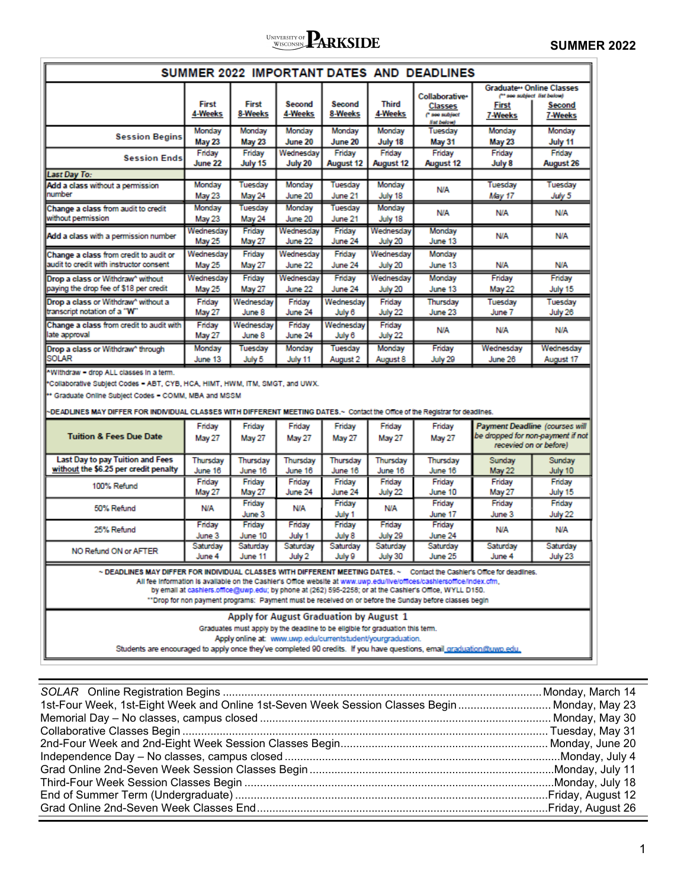# SUMMER 2022

## SUMMER 2022 IMPORTANT DATES AND DEADLINES

| | First 4-Weeks | First 8-Weeks | Second 4-Weeks | Second 8-Weeks | Third 4-Weeks | Collaborative+ Classes (+ see subject list below) | Graduate++ Online Classes (++ see subject list below) First 7-Weeks | Second 7-Weeks |
|---|---|---|---|---|---|---|---|---|
| **Session Begins** | Monday **May 23** | Monday **May 23** | Monday **June 20** | Monday **June 20** | Monday **July 18** | Tuesday **May 31** | Monday **May 23** | Monday **July 11** |
| **Session Ends** | Friday **June 22** | Friday **July 15** | Wednesday **July 20** | Friday **August 12** | Friday **August 12** | Friday **August 12** | Friday **July 8** | Friday **August 26** |
| *Last Day To:* | | | | | | | | |
| **Add** a class without a permission number | Monday May 23 | Tuesday May 24 | Monday June 20 | Tuesday June 21 | Monday July 18 | N/A | Tuesday *May 17* | Tuesday *July 5* |
| **Change** a class from audit to credit without permission | Monday May 23 | Tuesday May 24 | Monday June 20 | Tuesday June 21 | Monday July 18 | N/A | N/A | N/A |
| **Add** a class with a permission number | Wednesday May 25 | Friday May 27 | Wednesday June 22 | Friday June 24 | Wednesday July 20 | Monday June 13 | N/A | N/A |
| **Change** a class from credit to audit or audit to credit with instructor consent | Wednesday May 25 | Friday May 27 | Wednesday June 22 | Friday June 24 | Wednesday July 20 | Monday June 13 | N/A | N/A |
| **Drop** a class or Withdraw^ without paying the drop fee of $18 per credit | Wednesday May 25 | Friday May 27 | Wednesday June 22 | Friday June 24 | Wednesday July 20 | Monday June 13 | Friday May 22 | Friday July 15 |
| **Drop** a class or Withdraw^ without a transcript notation of a "W" | Friday May 27 | Wednesday June 8 | Friday June 24 | Wednesday July 6 | Friday July 22 | Thursday June 23 | Tuesday June 7 | Tuesday July 26 |
| **Change** a class from credit to audit with late approval | Friday May 27 | Wednesday June 8 | Friday June 24 | Wednesday July 6 | Friday July 22 | N/A | N/A | N/A |
| **Drop** a class or Withdraw^ through SOLAR | Monday June 13 | Tuesday July 5 | Monday July 11 | Tuesday August 2 | Monday August 8 | Friday July 29 | Wednesday June 26 | Wednesday August 17 |

^Withdraw = drop ALL classes in a term.

+Collaborative Subject Codes = ABT, CYB, HCA, HIMT, HWM, ITM, SMGT, and UWX.

++ Graduate Online Subject Codes = COMM, MBA and MSSM

~DEADLINES MAY DIFFER FOR INDIVIDUAL CLASSES WITH DIFFERENT MEETING DATES.~ Contact the Office of the Registrar for deadlines.

| | First 4-Weeks | First 8-Weeks | Second 4-Weeks | Second 8-Weeks | Third 4-Weeks | Collaborative | Graduate Online First 7-Weeks | Second 7-Weeks |
|---|---|---|---|---|---|---|---|---|
| **Tuition & Fees Due Date** | Friday May 27 | Friday May 27 | Friday May 27 | Friday May 27 | Friday May 27 | Friday May 27 | ***Payment Deadline*** *(courses will be dropped for non-payment if not recevied on or before)* | |
| **Last Day to pay Tuition and Fees <u>without</u> the $6.25 per credit penalty** | Thursday June 16 | Thursday June 16 | Thursday June 16 | Thursday June 16 | Thursday June 16 | Thursday June 16 | Sunday May 22 | Sunday July 10 |
| 100% Refund | Friday May 27 | Friday May 27 | Friday June 24 | Friday June 24 | Friday July 22 | Friday June 10 | Friday May 27 | Friday July 15 |
| 50% Refund | N/A | Friday June 3 | N/A | Friday July 1 | N/A | Friday June 17 | Friday June 3 | Friday July 22 |
| 25% Refund | Friday June 3 | Friday June 10 | Friday July 1 | Friday July 8 | Friday July 29 | Friday June 24 | N/A | N/A |
| NO Refund ON or AFTER | Saturday June 4 | Saturday June 11 | Saturday July 2 | Saturday July 9 | Saturday July 30 | Saturday June 25 | Saturday June 4 | Saturday July 23 |

~ **DEADLINES MAY DIFFER FOR INDIVIDUAL CLASSES WITH DIFFERENT MEETING DATES.** ~ Contact the Cashier's Office for deadlines.
All fee information is available on the Cashier's Office website at www.uwp.edu/live/offices/cashiersoffice/index.cfm, by email at cashiers.office@uwp.edu; by phone at (262) 595-2258; or at the Cashier's Office, WYLL D150.
**Drop for non payment programs: Payment must be received on or before the Sunday before classes begin

### Apply for August Graduation by August 1

Graduates must apply by the deadline to be eligible for graduation this term.
Apply online at: www.uwp.edu/currentstudent/yourgraduation.
Students are encouraged to apply once they've completed 90 credits. If you have questions, email graduation@uwp.edu.

---

| | |
|---|---|
| *SOLAR* Online Registration Begins | Monday, March 14 |
| 1st-Four Week, 1st-Eight Week and Online 1st-Seven Week Session Classes Begin | Monday, May 23 |
| Memorial Day – No classes, campus closed | Monday, May 30 |
| Collaborative Classes Begin | Tuesday, May 31 |
| 2nd-Four Week and 2nd-Eight Week Session Classes Begin | Monday, June 20 |
| Independence Day – No classes, campus closed | Monday, July 4 |
| Grad Online 2nd-Seven Week Session Classes Begin | Monday, July 11 |
| Third-Four Week Session Classes Begin | Monday, July 18 |
| End of Summer Term (Undergraduate) | Friday, August 12 |
| Grad Online 2nd-Seven Week Classes End | Friday, August 26 |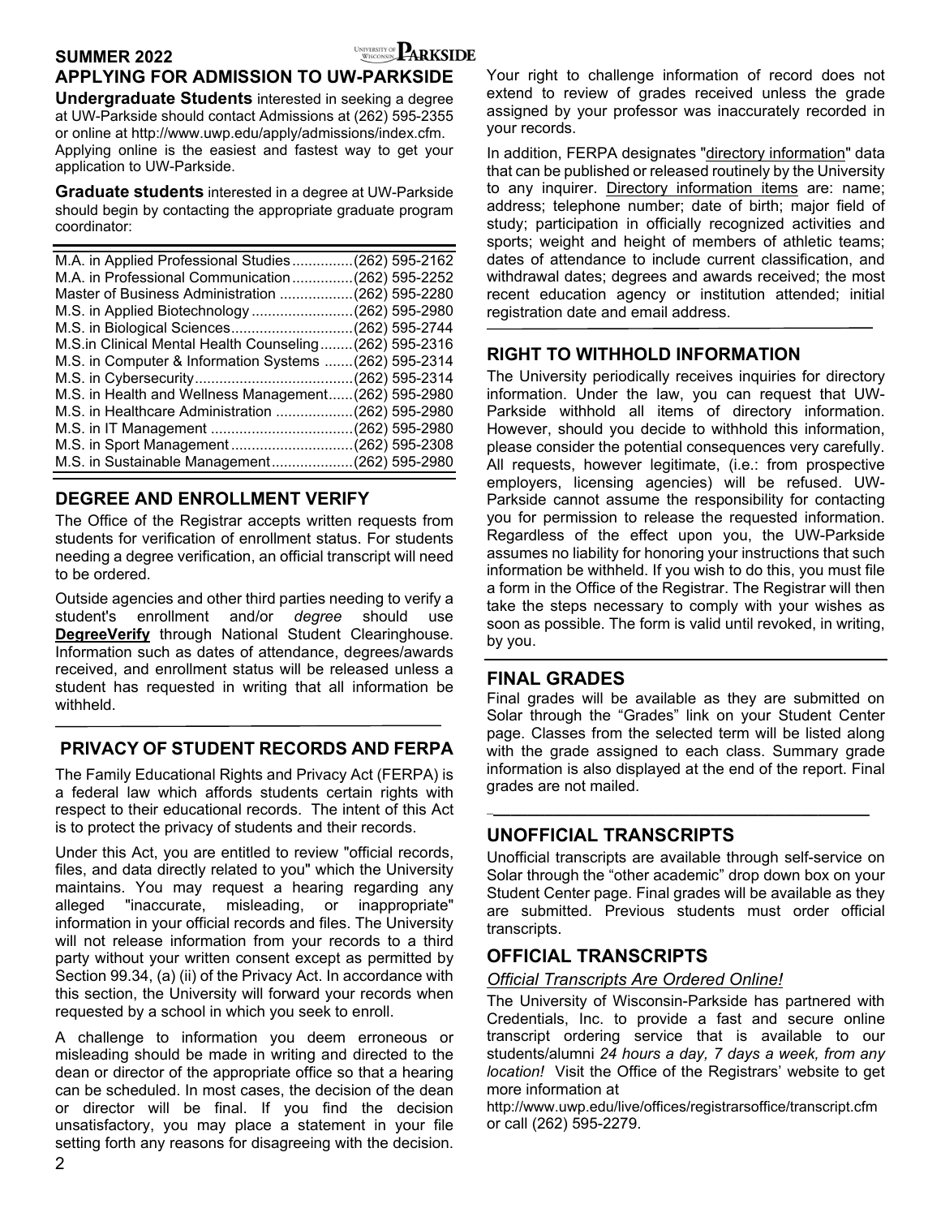## APPLYING FOR ADMISSION TO UW-PARKSIDE

**Undergraduate Students** interested in seeking a degree at UW-Parkside should contact Admissions at (262) 595-2355 or online at http://www.uwp.edu/apply/admissions/index.cfm. Applying online is the easiest and fastest way to get your application to UW-Parkside.

**Graduate students** interested in a degree at UW-Parkside should begin by contacting the appropriate graduate program coordinator:

| Program | Phone |
|---|---|
| M.A. in Applied Professional Studies | (262) 595-2162 |
| M.A. in Professional Communication | (262) 595-2252 |
| Master of Business Administration | (262) 595-2280 |
| M.S. in Applied Biotechnology | (262) 595-2980 |
| M.S. in Biological Sciences | (262) 595-2744 |
| M.S.in Clinical Mental Health Counseling | (262) 595-2316 |
| M.S. in Computer & Information Systems | (262) 595-2314 |
| M.S. in Cybersecurity | (262) 595-2314 |
| M.S. in Health and Wellness Management | (262) 595-2980 |
| M.S. in Healthcare Administration | (262) 595-2980 |
| M.S. in IT Management | (262) 595-2980 |
| M.S. in Sport Management | (262) 595-2308 |
| M.S. in Sustainable Management | (262) 595-2980 |

## DEGREE AND ENROLLMENT VERIFY

The Office of the Registrar accepts written requests from students for verification of enrollment status. For students needing a degree verification, an official transcript will need to be ordered.

Outside agencies and other third parties needing to verify a student's enrollment and/or *degree* should use **DegreeVerify** through National Student Clearinghouse. Information such as dates of attendance, degrees/awards received, and enrollment status will be released unless a student has requested in writing that all information be withheld.

## PRIVACY OF STUDENT RECORDS AND FERPA

The Family Educational Rights and Privacy Act (FERPA) is a federal law which affords students certain rights with respect to their educational records. The intent of this Act is to protect the privacy of students and their records.

Under this Act, you are entitled to review "official records, files, and data directly related to you" which the University maintains. You may request a hearing regarding any alleged "inaccurate, misleading, or inappropriate" information in your official records and files. The University will not release information from your records to a third party without your written consent except as permitted by Section 99.34, (a) (ii) of the Privacy Act. In accordance with this section, the University will forward your records when requested by a school in which you seek to enroll.

A challenge to information you deem erroneous or misleading should be made in writing and directed to the dean or director of the appropriate office so that a hearing can be scheduled. In most cases, the decision of the dean or director will be final. If you find the decision unsatisfactory, you may place a statement in your file setting forth any reasons for disagreeing with the decision. Your right to challenge information of record does not extend to review of grades received unless the grade assigned by your professor was inaccurately recorded in your records.

In addition, FERPA designates "directory information" data that can be published or released routinely by the University to any inquirer. Directory information items are: name; address; telephone number; date of birth; major field of study; participation in officially recognized activities and sports; weight and height of members of athletic teams; dates of attendance to include current classification, and withdrawal dates; degrees and awards received; the most recent education agency or institution attended; initial registration date and email address.

## RIGHT TO WITHHOLD INFORMATION

The University periodically receives inquiries for directory information. Under the law, you can request that UW-Parkside withhold all items of directory information. However, should you decide to withhold this information, please consider the potential consequences very carefully. All requests, however legitimate, (i.e.: from prospective employers, licensing agencies) will be refused. UW-Parkside cannot assume the responsibility for contacting you for permission to release the requested information. Regardless of the effect upon you, the UW-Parkside assumes no liability for honoring your instructions that such information be withheld. If you wish to do this, you must file a form in the Office of the Registrar. The Registrar will then take the steps necessary to comply with your wishes as soon as possible. The form is valid until revoked, in writing, by you.

## FINAL GRADES

Final grades will be available as they are submitted on Solar through the "Grades" link on your Student Center page. Classes from the selected term will be listed along with the grade assigned to each class. Summary grade information is also displayed at the end of the report. Final grades are not mailed.

## UNOFFICIAL TRANSCRIPTS

Unofficial transcripts are available through self-service on Solar through the "other academic" drop down box on your Student Center page. Final grades will be available as they are submitted. Previous students must order official transcripts.

## OFFICIAL TRANSCRIPTS

*Official Transcripts Are Ordered Online!*

The University of Wisconsin-Parkside has partnered with Credentials, Inc. to provide a fast and secure online transcript ordering service that is available to our students/alumni *24 hours a day, 7 days a week, from any location!* Visit the Office of the Registrars' website to get more information at http://www.uwp.edu/live/offices/registrarsoffice/transcript.cfm or call (262) 595-2279.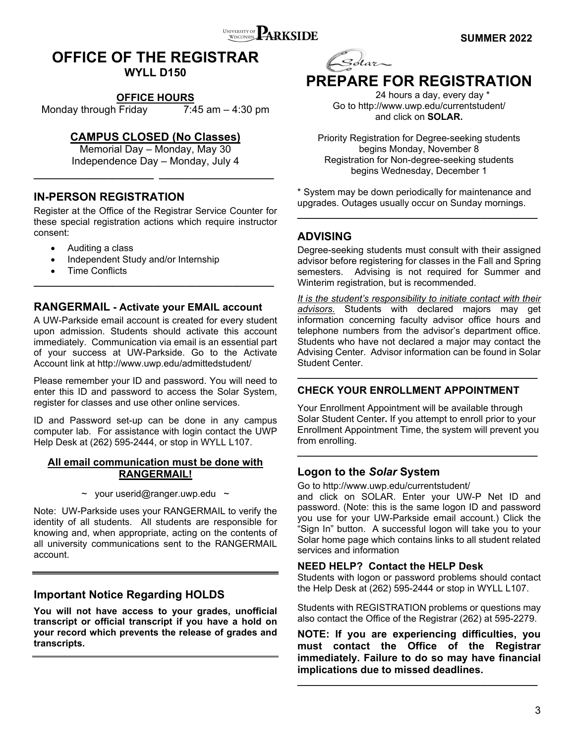# OFFICE OF THE REGISTRAR

**WYLL D150**

**OFFICE HOURS**

Monday through Friday 7:45 am – 4:30 pm

**CAMPUS CLOSED (No Classes)**

Memorial Day – Monday, May 30
Independence Day – Monday, July 4

## IN-PERSON REGISTRATION

Register at the Office of the Registrar Service Counter for these special registration actions which require instructor consent:

- Auditing a class
- Independent Study and/or Internship
- Time Conflicts

## RANGERMAIL - Activate your EMAIL account

A UW-Parkside email account is created for every student upon admission. Students should activate this account immediately. Communication via email is an essential part of your success at UW-Parkside. Go to the Activate Account link at http://www.uwp.edu/admittedstudent/

Please remember your ID and password. You will need to enter this ID and password to access the Solar System, register for classes and use other online services.

ID and Password set-up can be done in any campus computer lab. For assistance with login contact the UWP Help Desk at (262) 595-2444, or stop in WYLL L107.

**All email communication must be done with RANGERMAIL!**

~ your userid@ranger.uwp.edu ~

Note: UW-Parkside uses your RANGERMAIL to verify the identity of all students. All students are responsible for knowing and, when appropriate, acting on the contents of all university communications sent to the RANGERMAIL account.

## Important Notice Regarding HOLDS

**You will not have access to your grades, unofficial transcript or official transcript if you have a hold on your record which prevents the release of grades and transcripts.**

# PREPARE FOR REGISTRATION

24 hours a day, every day *
Go to http://www.uwp.edu/currentstudent/
and click on **SOLAR.**

Priority Registration for Degree-seeking students begins Monday, November 8
Registration for Non-degree-seeking students begins Wednesday, December 1

* System may be down periodically for maintenance and upgrades. Outages usually occur on Sunday mornings.

## ADVISING

Degree-seeking students must consult with their assigned advisor before registering for classes in the Fall and Spring semesters. Advising is not required for Summer and Winterim registration, but is recommended.

*It is the student's responsibility to initiate contact with their advisors.* Students with declared majors may get information concerning faculty advisor office hours and telephone numbers from the advisor's department office. Students who have not declared a major may contact the Advising Center. Advisor information can be found in Solar Student Center.

## CHECK YOUR ENROLLMENT APPOINTMENT

Your Enrollment Appointment will be available through Solar Student Center**.** If you attempt to enroll prior to your Enrollment Appointment Time, the system will prevent you from enrolling.

## Logon to the *Solar* System

Go to http://www.uwp.edu/currentstudent/
and click on SOLAR. Enter your UW-P Net ID and password. (Note: this is the same logon ID and password you use for your UW-Parkside email account.) Click the "Sign In" button. A successful logon will take you to your Solar home page which contains links to all student related services and information

### NEED HELP? Contact the HELP Desk

Students with logon or password problems should contact the Help Desk at (262) 595-2444 or stop in WYLL L107.

Students with REGISTRATION problems or questions may also contact the Office of the Registrar (262) at 595-2279.

**NOTE: If you are experiencing difficulties, you must contact the Office of the Registrar immediately. Failure to do so may have financial implications due to missed deadlines.**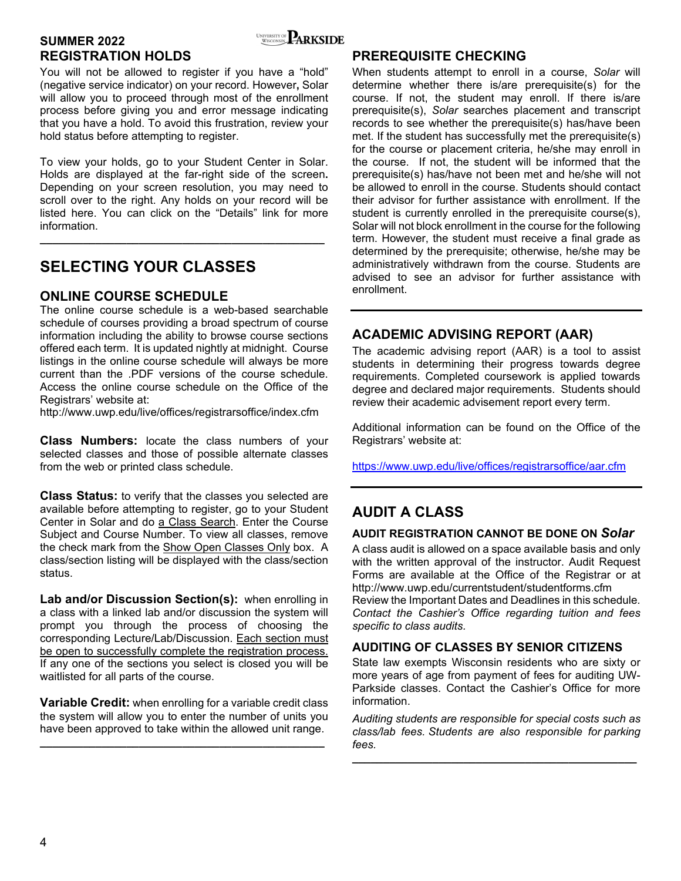SUMMER 2022

## REGISTRATION HOLDS

You will not be allowed to register if you have a "hold" (negative service indicator) on your record. However**,** Solar will allow you to proceed through most of the enrollment process before giving you and error message indicating that you have a hold. To avoid this frustration, review your hold status before attempting to register.

To view your holds, go to your Student Center in Solar. Holds are displayed at the far-right side of the screen**.** Depending on your screen resolution, you may need to scroll over to the right. Any holds on your record will be listed here. You can click on the "Details" link for more information.

# SELECTING YOUR CLASSES

## ONLINE COURSE SCHEDULE

The online course schedule is a web-based searchable schedule of courses providing a broad spectrum of course information including the ability to browse course sections offered each term. It is updated nightly at midnight. Course listings in the online course schedule will always be more current than the .PDF versions of the course schedule. Access the online course schedule on the Office of the Registrars' website at:
http://www.uwp.edu/live/offices/registrarsoffice/index.cfm

**Class Numbers:** locate the class numbers of your selected classes and those of possible alternate classes from the web or printed class schedule.

**Class Status:** to verify that the classes you selected are available before attempting to register, go to your Student Center in Solar and do a Class Search. Enter the Course Subject and Course Number. To view all classes, remove the check mark from the Show Open Classes Only box. A class/section listing will be displayed with the class/section status.

**Lab and/or Discussion Section(s):** when enrolling in a class with a linked lab and/or discussion the system will prompt you through the process of choosing the corresponding Lecture/Lab/Discussion. Each section must be open to successfully complete the registration process. If any one of the sections you select is closed you will be waitlisted for all parts of the course.

**Variable Credit:** when enrolling for a variable credit class the system will allow you to enter the number of units you have been approved to take within the allowed unit range.

## PREREQUISITE CHECKING

When students attempt to enroll in a course, *Solar* will determine whether there is/are prerequisite(s) for the course. If not, the student may enroll. If there is/are prerequisite(s), *Solar* searches placement and transcript records to see whether the prerequisite(s) has/have been met. If the student has successfully met the prerequisite(s) for the course or placement criteria, he/she may enroll in the course. If not, the student will be informed that the prerequisite(s) has/have not been met and he/she will not be allowed to enroll in the course. Students should contact their advisor for further assistance with enrollment. If the student is currently enrolled in the prerequisite course(s), Solar will not block enrollment in the course for the following term. However, the student must receive a final grade as determined by the prerequisite; otherwise, he/she may be administratively withdrawn from the course. Students are advised to see an advisor for further assistance with enrollment.

## ACADEMIC ADVISING REPORT (AAR)

The academic advising report (AAR) is a tool to assist students in determining their progress towards degree requirements. Completed coursework is applied towards degree and declared major requirements. Students should review their academic advisement report every term.

Additional information can be found on the Office of the Registrars' website at:

https://www.uwp.edu/live/offices/registrarsoffice/aar.cfm

# AUDIT A CLASS

### AUDIT REGISTRATION CANNOT BE DONE ON *Solar*

A class audit is allowed on a space available basis and only with the written approval of the instructor. Audit Request Forms are available at the Office of the Registrar or at http://www.uwp.edu/currentstudent/studentforms.cfm
Review the Important Dates and Deadlines in this schedule. *Contact the Cashier's Office regarding tuition and fees specific to class audits.*

### AUDITING OF CLASSES BY SENIOR CITIZENS

State law exempts Wisconsin residents who are sixty or more years of age from payment of fees for auditing UW-Parkside classes. Contact the Cashier's Office for more information.

*Auditing students are responsible for special costs such as class/lab fees. Students are also responsible for parking fees.*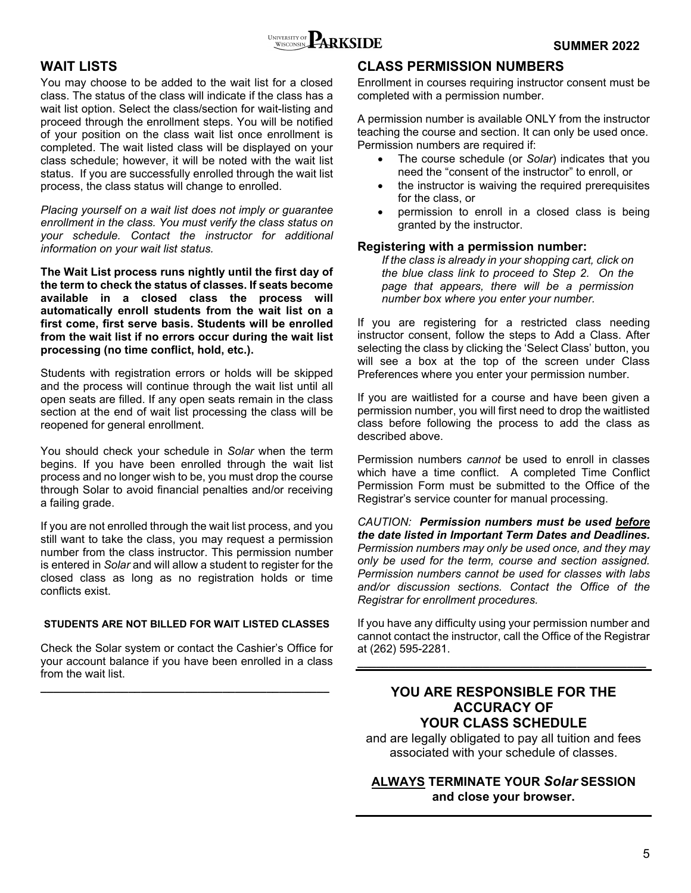## WAIT LISTS

You may choose to be added to the wait list for a closed class. The status of the class will indicate if the class has a wait list option. Select the class/section for wait-listing and proceed through the enrollment steps. You will be notified of your position on the class wait list once enrollment is completed. The wait listed class will be displayed on your class schedule; however, it will be noted with the wait list status. If you are successfully enrolled through the wait list process, the class status will change to enrolled.

*Placing yourself on a wait list does not imply or guarantee enrollment in the class. You must verify the class status on your schedule. Contact the instructor for additional information on your wait list status.*

**The Wait List process runs nightly until the first day of the term to check the status of classes. If seats become available in a closed class the process will automatically enroll students from the wait list on a first come, first serve basis. Students will be enrolled from the wait list if no errors occur during the wait list processing (no time conflict, hold, etc.).**

Students with registration errors or holds will be skipped and the process will continue through the wait list until all open seats are filled. If any open seats remain in the class section at the end of wait list processing the class will be reopened for general enrollment.

You should check your schedule in *Solar* when the term begins. If you have been enrolled through the wait list process and no longer wish to be, you must drop the course through Solar to avoid financial penalties and/or receiving a failing grade.

If you are not enrolled through the wait list process, and you still want to take the class, you may request a permission number from the class instructor. This permission number is entered in *Solar* and will allow a student to register for the closed class as long as no registration holds or time conflicts exist.

**STUDENTS ARE NOT BILLED FOR WAIT LISTED CLASSES**

Check the Solar system or contact the Cashier's Office for your account balance if you have been enrolled in a class from the wait list.

## CLASS PERMISSION NUMBERS

Enrollment in courses requiring instructor consent must be completed with a permission number.

A permission number is available ONLY from the instructor teaching the course and section. It can only be used once. Permission numbers are required if:

- The course schedule (or *Solar*) indicates that you need the "consent of the instructor" to enroll, or
- the instructor is waiving the required prerequisites for the class, or
- permission to enroll in a closed class is being granted by the instructor.

### Registering with a permission number:

*If the class is already in your shopping cart, click on the blue class link to proceed to Step 2. On the page that appears, there will be a permission number box where you enter your number.*

If you are registering for a restricted class needing instructor consent, follow the steps to Add a Class. After selecting the class by clicking the 'Select Class' button, you will see a box at the top of the screen under Class Preferences where you enter your permission number.

If you are waitlisted for a course and have been given a permission number, you will first need to drop the waitlisted class before following the process to add the class as described above.

Permission numbers *cannot* be used to enroll in classes which have a time conflict. A completed Time Conflict Permission Form must be submitted to the Office of the Registrar's service counter for manual processing.

*CAUTION: **Permission numbers must be used before the date listed in Important Term Dates and Deadlines.** Permission numbers may only be used once, and they may only be used for the term, course and section assigned. Permission numbers cannot be used for classes with labs and/or discussion sections. Contact the Office of the Registrar for enrollment procedures.*

If you have any difficulty using your permission number and cannot contact the instructor, call the Office of the Registrar at (262) 595-2281.

**YOU ARE RESPONSIBLE FOR THE ACCURACY OF YOUR CLASS SCHEDULE**

and are legally obligated to pay all tuition and fees associated with your schedule of classes.

**ALWAYS TERMINATE YOUR *Solar* SESSION and close your browser.**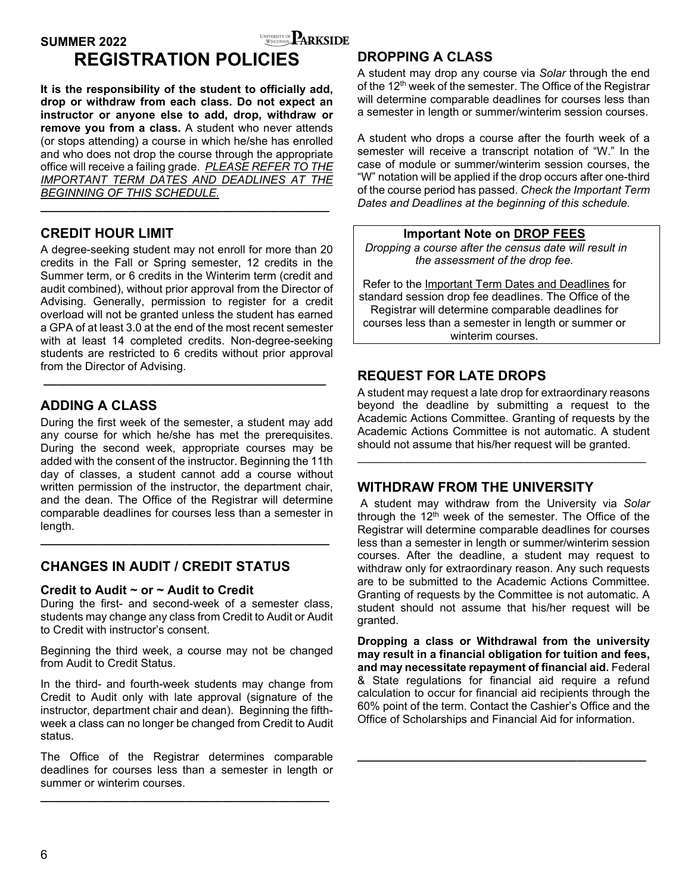SUMMER 2022

# REGISTRATION POLICIES

**It is the responsibility of the student to officially add, drop or withdraw from each class. Do not expect an instructor or anyone else to add, drop, withdraw or remove you from a class.** A student who never attends (or stops attending) a course in which he/she has enrolled and who does not drop the course through the appropriate office will receive a failing grade. *PLEASE REFER TO THE IMPORTANT TERM DATES AND DEADLINES AT THE BEGINNING OF THIS SCHEDULE.*

## CREDIT HOUR LIMIT

A degree-seeking student may not enroll for more than 20 credits in the Fall or Spring semester, 12 credits in the Summer term, or 6 credits in the Winterim term (credit and audit combined), without prior approval from the Director of Advising. Generally, permission to register for a credit overload will not be granted unless the student has earned a GPA of at least 3.0 at the end of the most recent semester with at least 14 completed credits. Non-degree-seeking students are restricted to 6 credits without prior approval from the Director of Advising.

## ADDING A CLASS

During the first week of the semester, a student may add any course for which he/she has met the prerequisites. During the second week, appropriate courses may be added with the consent of the instructor. Beginning the 11th day of classes, a student cannot add a course without written permission of the instructor, the department chair, and the dean. The Office of the Registrar will determine comparable deadlines for courses less than a semester in length.

## CHANGES IN AUDIT / CREDIT STATUS

### Credit to Audit ~ or ~ Audit to Credit

During the first- and second-week of a semester class, students may change any class from Credit to Audit or Audit to Credit with instructor's consent.

Beginning the third week, a course may not be changed from Audit to Credit Status.

In the third- and fourth-week students may change from Credit to Audit only with late approval (signature of the instructor, department chair and dean). Beginning the fifth-week a class can no longer be changed from Credit to Audit status.

The Office of the Registrar determines comparable deadlines for courses less than a semester in length or summer or winterim courses.

## DROPPING A CLASS

A student may drop any course via *Solar* through the end of the 12th week of the semester. The Office of the Registrar will determine comparable deadlines for courses less than a semester in length or summer/winterim session courses.

A student who drops a course after the fourth week of a semester will receive a transcript notation of "W." In the case of module or summer/winterim session courses, the "W" notation will be applied if the drop occurs after one-third of the course period has passed. *Check the Important Term Dates and Deadlines at the beginning of this schedule.*

**Important Note on DROP FEES**

*Dropping a course after the census date will result in the assessment of the drop fee.*

Refer to the Important Term Dates and Deadlines for standard session drop fee deadlines. The Office of the Registrar will determine comparable deadlines for courses less than a semester in length or summer or winterim courses.

## REQUEST FOR LATE DROPS

A student may request a late drop for extraordinary reasons beyond the deadline by submitting a request to the Academic Actions Committee. Granting of requests by the Academic Actions Committee is not automatic. A student should not assume that his/her request will be granted.

## WITHDRAW FROM THE UNIVERSITY

A student may withdraw from the University via *Solar* through the 12th week of the semester. The Office of the Registrar will determine comparable deadlines for courses less than a semester in length or summer/winterim session courses. After the deadline, a student may request to withdraw only for extraordinary reason. Any such requests are to be submitted to the Academic Actions Committee. Granting of requests by the Committee is not automatic. A student should not assume that his/her request will be granted.

**Dropping a class or Withdrawal from the university may result in a financial obligation for tuition and fees, and may necessitate repayment of financial aid.** Federal & State regulations for financial aid require a refund calculation to occur for financial aid recipients through the 60% point of the term. Contact the Cashier's Office and the Office of Scholarships and Financial Aid for information.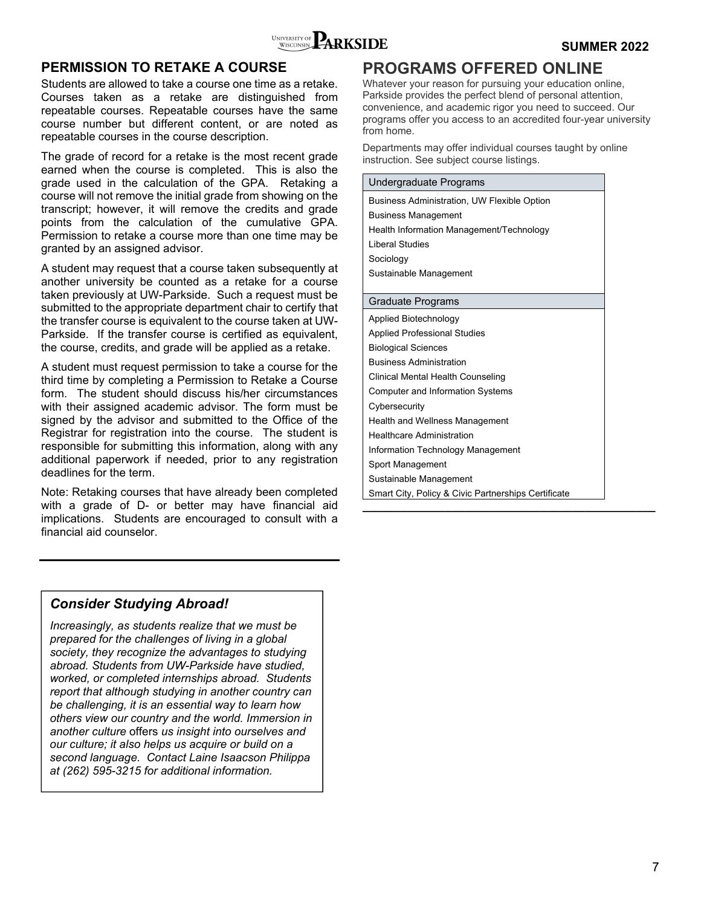## PERMISSION TO RETAKE A COURSE

Students are allowed to take a course one time as a retake. Courses taken as a retake are distinguished from repeatable courses. Repeatable courses have the same course number but different content, or are noted as repeatable courses in the course description.

The grade of record for a retake is the most recent grade earned when the course is completed. This is also the grade used in the calculation of the GPA. Retaking a course will not remove the initial grade from showing on the transcript; however, it will remove the credits and grade points from the calculation of the cumulative GPA. Permission to retake a course more than one time may be granted by an assigned advisor.

A student may request that a course taken subsequently at another university be counted as a retake for a course taken previously at UW-Parkside. Such a request must be submitted to the appropriate department chair to certify that the transfer course is equivalent to the course taken at UW-Parkside. If the transfer course is certified as equivalent, the course, credits, and grade will be applied as a retake.

A student must request permission to take a course for the third time by completing a Permission to Retake a Course form. The student should discuss his/her circumstances with their assigned academic advisor. The form must be signed by the advisor and submitted to the Office of the Registrar for registration into the course. The student is responsible for submitting this information, along with any additional paperwork if needed, prior to any registration deadlines for the term.

Note: Retaking courses that have already been completed with a grade of D- or better may have financial aid implications. Students are encouraged to consult with a financial aid counselor.

### *Consider Studying Abroad!*

*Increasingly, as students realize that we must be prepared for the challenges of living in a global society, they recognize the advantages to studying abroad. Students from UW-Parkside have studied, worked, or completed internships abroad. Students report that although studying in another country can be challenging, it is an essential way to learn how others view our country and the world. Immersion in another culture* offers *us insight into ourselves and our culture; it also helps us acquire or build on a second language. Contact Laine Isaacson Philippa at (262) 595-3215 for additional information.*

## PROGRAMS OFFERED ONLINE

Whatever your reason for pursuing your education online, Parkside provides the perfect blend of personal attention, convenience, and academic rigor you need to succeed. Our programs offer you access to an accredited four-year university from home.

Departments may offer individual courses taught by online instruction. See subject course listings.

| Undergraduate Programs |
|---|
| Business Administration, UW Flexible Option |
| Business Management |
| Health Information Management/Technology |
| Liberal Studies |
| Sociology |
| Sustainable Management |

| Graduate Programs |
|---|
| Applied Biotechnology |
| Applied Professional Studies |
| Biological Sciences |
| Business Administration |
| Clinical Mental Health Counseling |
| Computer and Information Systems |
| Cybersecurity |
| Health and Wellness Management |
| Healthcare Administration |
| Information Technology Management |
| Sport Management |
| Sustainable Management |
| Smart City, Policy & Civic Partnerships Certificate |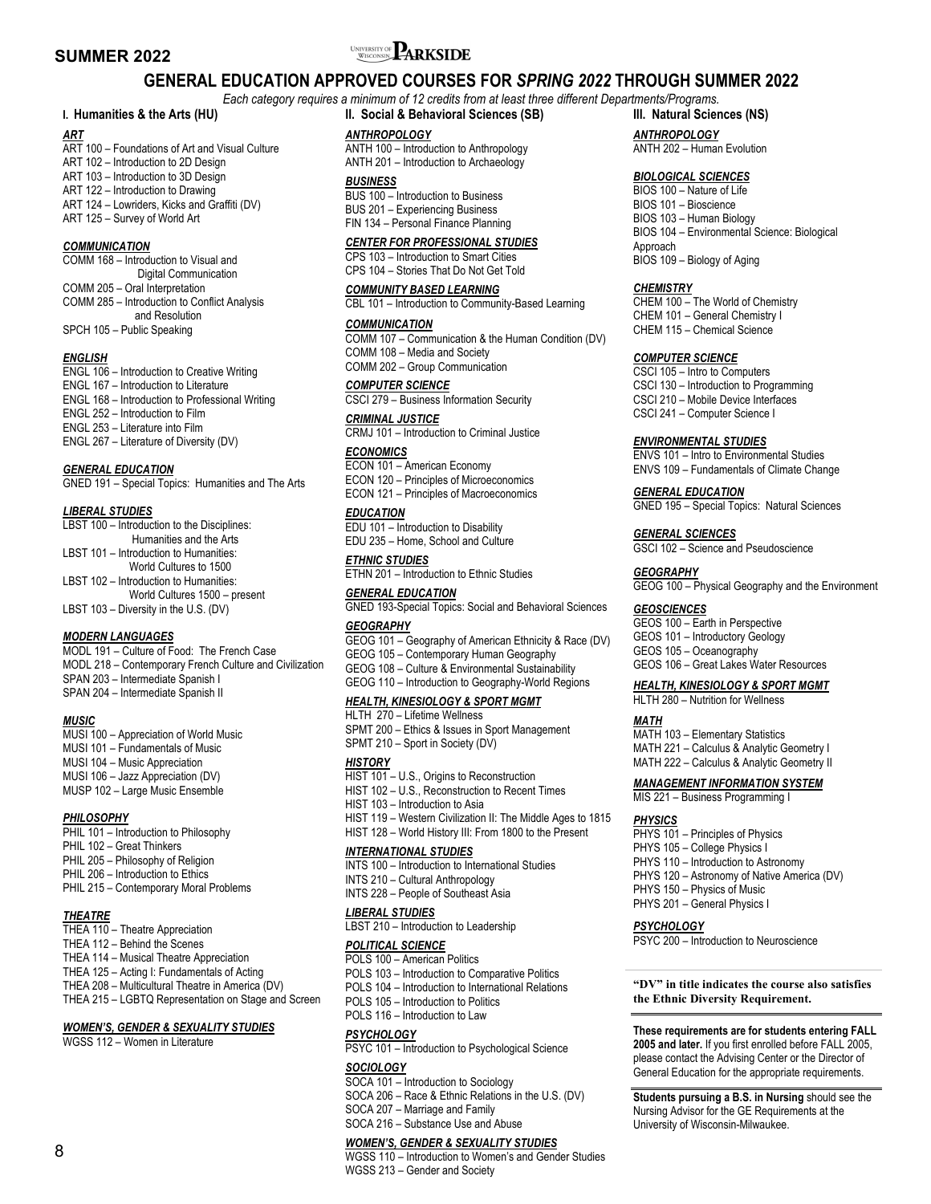# SUMMER 2022

# GENERAL EDUCATION APPROVED COURSES FOR *SPRING 2022* THROUGH SUMMER 2022

*Each category requires a minimum of 12 credits from at least three different Departments/Programs.*

## I. Humanities & the Arts (HU)

***ART***

ART 100 – Foundations of Art and Visual Culture
ART 102 – Introduction to 2D Design
ART 103 – Introduction to 3D Design
ART 122 – Introduction to Drawing
ART 124 – Lowriders, Kicks and Graffiti (DV)
ART 125 – Survey of World Art

***COMMUNICATION***

COMM 168 – Introduction to Visual and Digital Communication
COMM 205 – Oral Interpretation
COMM 285 – Introduction to Conflict Analysis and Resolution
SPCH 105 – Public Speaking

***ENGLISH***

ENGL 106 – Introduction to Creative Writing
ENGL 167 – Introduction to Literature
ENGL 168 – Introduction to Professional Writing
ENGL 252 – Introduction to Film
ENGL 253 – Literature into Film
ENGL 267 – Literature of Diversity (DV)

***GENERAL EDUCATION***

GNED 191 – Special Topics: Humanities and The Arts

***LIBERAL STUDIES***

LBST 100 – Introduction to the Disciplines: Humanities and the Arts
LBST 101 – Introduction to Humanities: World Cultures to 1500
LBST 102 – Introduction to Humanities: World Cultures 1500 – present
LBST 103 – Diversity in the U.S. (DV)

***MODERN LANGUAGES***

MODL 191 – Culture of Food: The French Case
MODL 218 – Contemporary French Culture and Civilization
SPAN 203 – Intermediate Spanish I
SPAN 204 – Intermediate Spanish II

***MUSIC***

MUSI 100 – Appreciation of World Music
MUSI 101 – Fundamentals of Music
MUSI 104 – Music Appreciation
MUSI 106 – Jazz Appreciation (DV)
MUSP 102 – Large Music Ensemble

***PHILOSOPHY***

PHIL 101 – Introduction to Philosophy
PHIL 102 – Great Thinkers
PHIL 205 – Philosophy of Religion
PHIL 206 – Introduction to Ethics
PHIL 215 – Contemporary Moral Problems

***THEATRE***

THEA 110 – Theatre Appreciation
THEA 112 – Behind the Scenes
THEA 114 – Musical Theatre Appreciation
THEA 125 – Acting I: Fundamentals of Acting
THEA 208 – Multicultural Theatre in America (DV)
THEA 215 – LGBTQ Representation on Stage and Screen

***WOMEN'S, GENDER & SEXUALITY STUDIES***

WGSS 112 – Women in Literature

## II. Social & Behavioral Sciences (SB)

***ANTHROPOLOGY***

ANTH 100 – Introduction to Anthropology
ANTH 201 – Introduction to Archaeology

***BUSINESS***

BUS 100 – Introduction to Business
BUS 201 – Experiencing Business
FIN 134 – Personal Finance Planning

***CENTER FOR PROFESSIONAL STUDIES***

CPS 103 – Introduction to Smart Cities
CPS 104 – Stories That Do Not Get Told

***COMMUNITY BASED LEARNING***

CBL 101 – Introduction to Community-Based Learning

***COMMUNICATION***

COMM 107 – Communication & the Human Condition (DV)
COMM 108 – Media and Society
COMM 202 – Group Communication

***COMPUTER SCIENCE***

CSCI 279 – Business Information Security

***CRIMINAL JUSTICE***

CRMJ 101 – Introduction to Criminal Justice

***ECONOMICS***

ECON 101 – American Economy
ECON 120 – Principles of Microeconomics
ECON 121 – Principles of Macroeconomics

***EDUCATION***

EDU 101 – Introduction to Disability
EDU 235 – Home, School and Culture

***ETHNIC STUDIES***

ETHN 201 – Introduction to Ethnic Studies

***GENERAL EDUCATION***

GNED 193-Special Topics: Social and Behavioral Sciences

***GEOGRAPHY***

GEOG 101 – Geography of American Ethnicity & Race (DV)
GEOG 105 – Contemporary Human Geography
GEOG 108 – Culture & Environmental Sustainability
GEOG 110 – Introduction to Geography-World Regions

***HEALTH, KINESIOLOGY & SPORT MGMT***

HLTH 270 – Lifetime Wellness
SPMT 200 – Ethics & Issues in Sport Management
SPMT 210 – Sport in Society (DV)

***HISTORY***

HIST 101 – U.S., Origins to Reconstruction
HIST 102 – U.S., Reconstruction to Recent Times
HIST 103 – Introduction to Asia
HIST 119 – Western Civilization II: The Middle Ages to 1815
HIST 128 – World History III: From 1800 to the Present

***INTERNATIONAL STUDIES***

INTS 100 – Introduction to International Studies
INTS 210 – Cultural Anthropology
INTS 228 – People of Southeast Asia

***LIBERAL STUDIES***

LBST 210 – Introduction to Leadership

***POLITICAL SCIENCE***

POLS 100 – American Politics
POLS 103 – Introduction to Comparative Politics
POLS 104 – Introduction to International Relations
POLS 105 – Introduction to Politics
POLS 116 – Introduction to Law

***PSYCHOLOGY***

PSYC 101 – Introduction to Psychological Science

***SOCIOLOGY***

SOCA 101 – Introduction to Sociology
SOCA 206 – Race & Ethnic Relations in the U.S. (DV)
SOCA 207 – Marriage and Family
SOCA 216 – Substance Use and Abuse

***WOMEN'S, GENDER & SEXUALITY STUDIES***

WGSS 110 – Introduction to Women's and Gender Studies
WGSS 213 – Gender and Society

## III. Natural Sciences (NS)

***ANTHROPOLOGY***

ANTH 202 – Human Evolution

***BIOLOGICAL SCIENCES***

BIOS 100 – Nature of Life
BIOS 101 – Bioscience
BIOS 103 – Human Biology
BIOS 104 – Environmental Science: Biological Approach
BIOS 109 – Biology of Aging

***CHEMISTRY***

CHEM 100 – The World of Chemistry
CHEM 101 – General Chemistry I
CHEM 115 – Chemical Science

***COMPUTER SCIENCE***

CSCI 105 – Intro to Computers
CSCI 130 – Introduction to Programming
CSCI 210 – Mobile Device Interfaces
CSCI 241 – Computer Science I

***ENVIRONMENTAL STUDIES***

ENVS 101 – Intro to Environmental Studies
ENVS 109 – Fundamentals of Climate Change

***GENERAL EDUCATION***

GNED 195 – Special Topics: Natural Sciences

***GENERAL SCIENCES***

GSCI 102 – Science and Pseudoscience

***GEOGRAPHY***

GEOG 100 – Physical Geography and the Environment

***GEOSCIENCES***

GEOS 100 – Earth in Perspective
GEOS 101 – Introductory Geology
GEOS 105 – Oceanography
GEOS 106 – Great Lakes Water Resources

***HEALTH, KINESIOLOGY & SPORT MGMT***

HLTH 280 – Nutrition for Wellness

***MATH***

MATH 103 – Elementary Statistics
MATH 221 – Calculus & Analytic Geometry I
MATH 222 – Calculus & Analytic Geometry II

***MANAGEMENT INFORMATION SYSTEM***

MIS 221 – Business Programming I

***PHYSICS***

PHYS 101 – Principles of Physics
PHYS 105 – College Physics I
PHYS 110 – Introduction to Astronomy
PHYS 120 – Astronomy of Native America (DV)
PHYS 150 – Physics of Music
PHYS 201 – General Physics I

***PSYCHOLOGY***

PSYC 200 – Introduction to Neuroscience

---

**"DV" in title indicates the course also satisfies the Ethnic Diversity Requirement.**

---

**These requirements are for students entering FALL 2005 and later.** If you first enrolled before FALL 2005, please contact the Advising Center or the Director of General Education for the appropriate requirements.

---

**Students pursuing a B.S. in Nursing** should see the Nursing Advisor for the GE Requirements at the University of Wisconsin-Milwaukee.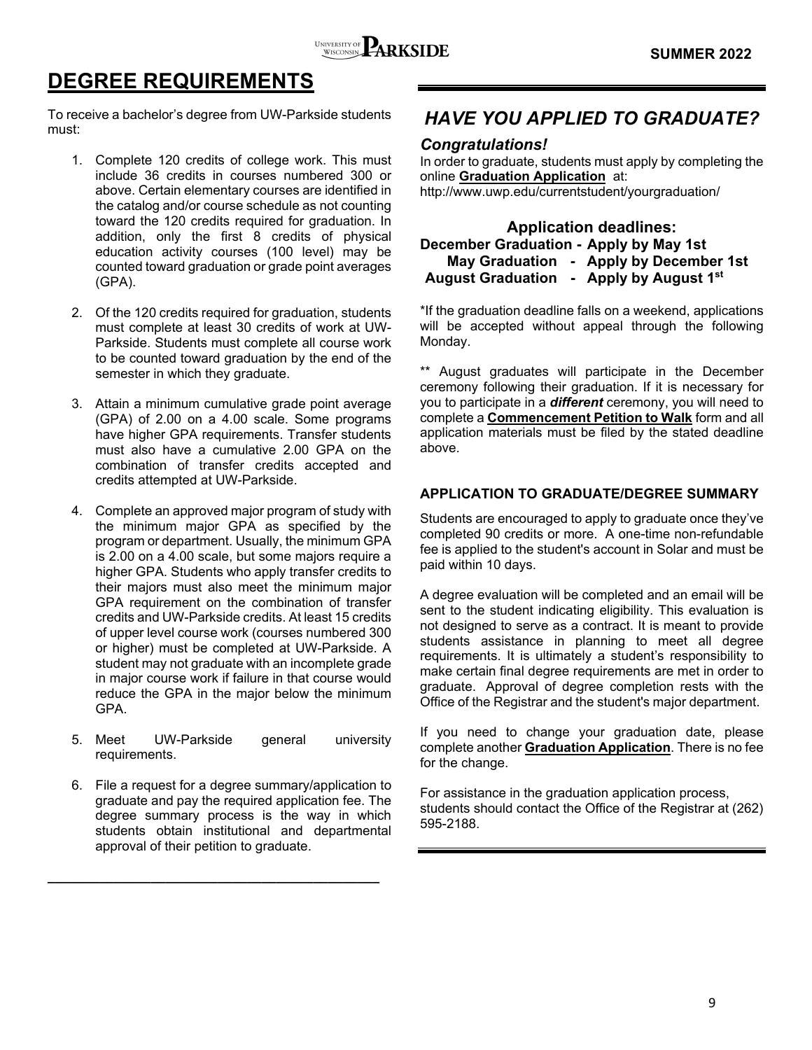# DEGREE REQUIREMENTS

To receive a bachelor's degree from UW-Parkside students must:

1. Complete 120 credits of college work. This must include 36 credits in courses numbered 300 or above. Certain elementary courses are identified in the catalog and/or course schedule as not counting toward the 120 credits required for graduation. In addition, only the first 8 credits of physical education activity courses (100 level) may be counted toward graduation or grade point averages (GPA).

2. Of the 120 credits required for graduation, students must complete at least 30 credits of work at UW-Parkside. Students must complete all course work to be counted toward graduation by the end of the semester in which they graduate.

3. Attain a minimum cumulative grade point average (GPA) of 2.00 on a 4.00 scale. Some programs have higher GPA requirements. Transfer students must also have a cumulative 2.00 GPA on the combination of transfer credits accepted and credits attempted at UW-Parkside.

4. Complete an approved major program of study with the minimum major GPA as specified by the program or department. Usually, the minimum GPA is 2.00 on a 4.00 scale, but some majors require a higher GPA. Students who apply transfer credits to their majors must also meet the minimum major GPA requirement on the combination of transfer credits and UW-Parkside credits. At least 15 credits of upper level course work (courses numbered 300 or higher) must be completed at UW-Parkside. A student may not graduate with an incomplete grade in major course work if failure in that course would reduce the GPA in the major below the minimum GPA.

5. Meet UW-Parkside general university requirements.

6. File a request for a degree summary/application to graduate and pay the required application fee. The degree summary process is the way in which students obtain institutional and departmental approval of their petition to graduate.

## *HAVE YOU APPLIED TO GRADUATE?*

### *Congratulations!*

In order to graduate, students must apply by completing the online **Graduation Application** at:
http://www.uwp.edu/currentstudent/yourgraduation/

**Application deadlines:**

**December Graduation - Apply by May 1st**
**May Graduation - Apply by December 1st**
**August Graduation - Apply by August 1st**

*If the graduation deadline falls on a weekend, applications will be accepted without appeal through the following Monday.

** August graduates will participate in the December ceremony following their graduation. If it is necessary for you to participate in a ***different*** ceremony, you will need to complete a **Commencement Petition to Walk** form and all application materials must be filed by the stated deadline above.

### APPLICATION TO GRADUATE/DEGREE SUMMARY

Students are encouraged to apply to graduate once they've completed 90 credits or more. A one-time non-refundable fee is applied to the student's account in Solar and must be paid within 10 days.

A degree evaluation will be completed and an email will be sent to the student indicating eligibility. This evaluation is not designed to serve as a contract. It is meant to provide students assistance in planning to meet all degree requirements. It is ultimately a student's responsibility to make certain final degree requirements are met in order to graduate. Approval of degree completion rests with the Office of the Registrar and the student's major department.

If you need to change your graduation date, please complete another **Graduation Application**. There is no fee for the change.

For assistance in the graduation application process, students should contact the Office of the Registrar at (262) 595-2188.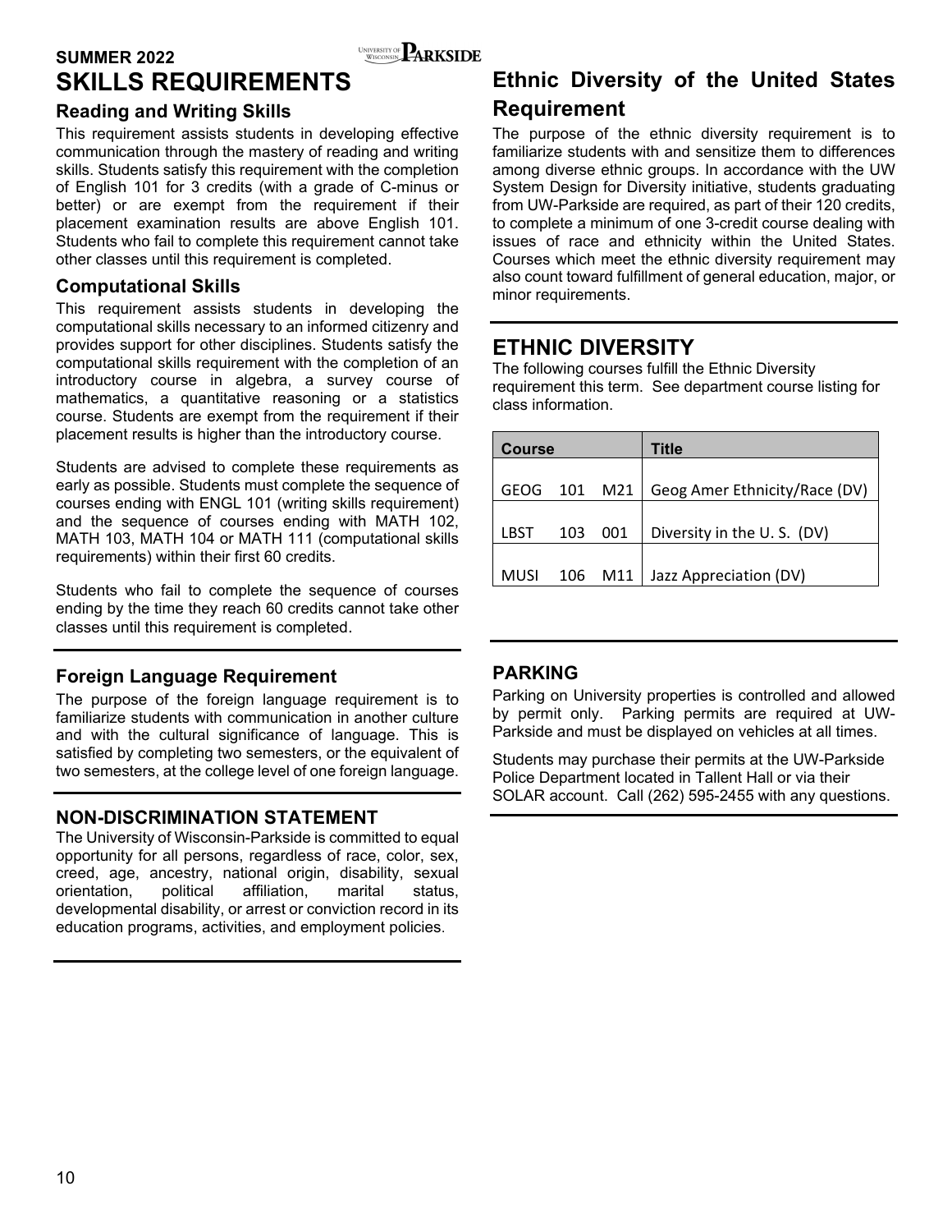SUMMER 2022

# SKILLS REQUIREMENTS

## Reading and Writing Skills

This requirement assists students in developing effective communication through the mastery of reading and writing skills. Students satisfy this requirement with the completion of English 101 for 3 credits (with a grade of C-minus or better) or are exempt from the requirement if their placement examination results are above English 101. Students who fail to complete this requirement cannot take other classes until this requirement is completed.

## Computational Skills

This requirement assists students in developing the computational skills necessary to an informed citizenry and provides support for other disciplines. Students satisfy the computational skills requirement with the completion of an introductory course in algebra, a survey course of mathematics, a quantitative reasoning or a statistics course. Students are exempt from the requirement if their placement results is higher than the introductory course.

Students are advised to complete these requirements as early as possible. Students must complete the sequence of courses ending with ENGL 101 (writing skills requirement) and the sequence of courses ending with MATH 102, MATH 103, MATH 104 or MATH 111 (computational skills requirements) within their first 60 credits.

Students who fail to complete the sequence of courses ending by the time they reach 60 credits cannot take other classes until this requirement is completed.

## Foreign Language Requirement

The purpose of the foreign language requirement is to familiarize students with communication in another culture and with the cultural significance of language. This is satisfied by completing two semesters, or the equivalent of two semesters, at the college level of one foreign language.

## NON-DISCRIMINATION STATEMENT

The University of Wisconsin-Parkside is committed to equal opportunity for all persons, regardless of race, color, sex, creed, age, ancestry, national origin, disability, sexual orientation, political affiliation, marital status, developmental disability, or arrest or conviction record in its education programs, activities, and employment policies.

## Ethnic Diversity of the United States Requirement

The purpose of the ethnic diversity requirement is to familiarize students with and sensitize them to differences among diverse ethnic groups. In accordance with the UW System Design for Diversity initiative, students graduating from UW-Parkside are required, as part of their 120 credits, to complete a minimum of one 3-credit course dealing with issues of race and ethnicity within the United States. Courses which meet the ethnic diversity requirement may also count toward fulfillment of general education, major, or minor requirements.

## ETHNIC DIVERSITY

The following courses fulfill the Ethnic Diversity requirement this term. See department course listing for class information.

| Course | | | Title |
|---|---|---|---|
| GEOG | 101 | M21 | Geog Amer Ethnicity/Race (DV) |
| LBST | 103 | 001 | Diversity in the U. S. (DV) |
| MUSI | 106 | M11 | Jazz Appreciation (DV) |

## PARKING

Parking on University properties is controlled and allowed by permit only. Parking permits are required at UW-Parkside and must be displayed on vehicles at all times.

Students may purchase their permits at the UW-Parkside Police Department located in Tallent Hall or via their SOLAR account. Call (262) 595-2455 with any questions.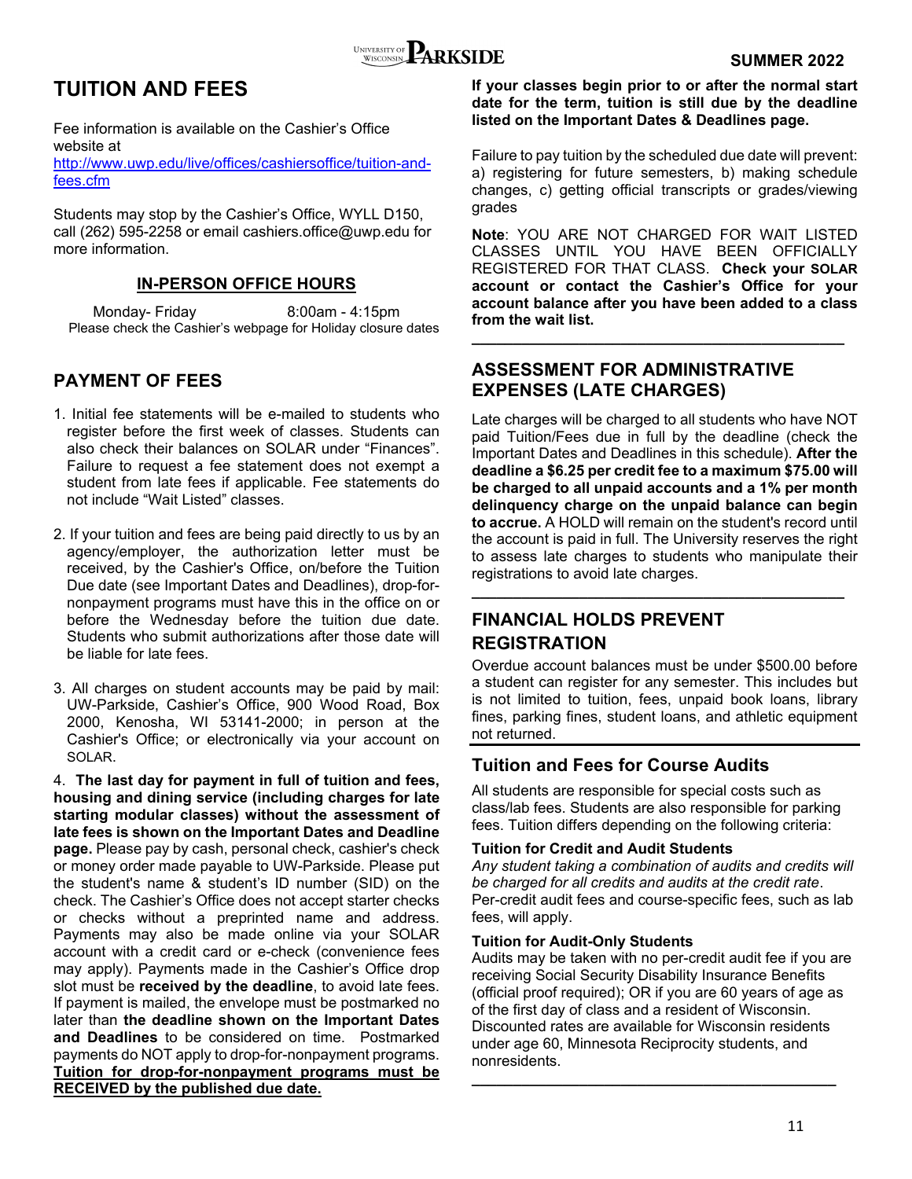# TUITION AND FEES

Fee information is available on the Cashier's Office website at http://www.uwp.edu/live/offices/cashiersoffice/tuition-and-fees.cfm

Students may stop by the Cashier's Office, WYLL D150, call (262) 595-2258 or email cashiers.office@uwp.edu for more information.

### IN-PERSON OFFICE HOURS

Monday- Friday 8:00am - 4:15pm
Please check the Cashier's webpage for Holiday closure dates

## PAYMENT OF FEES

1. Initial fee statements will be e-mailed to students who register before the first week of classes. Students can also check their balances on SOLAR under "Finances". Failure to request a fee statement does not exempt a student from late fees if applicable. Fee statements do not include "Wait Listed" classes.

2. If your tuition and fees are being paid directly to us by an agency/employer, the authorization letter must be received, by the Cashier's Office, on/before the Tuition Due date (see Important Dates and Deadlines), drop-for-nonpayment programs must have this in the office on or before the Wednesday before the tuition due date. Students who submit authorizations after those date will be liable for late fees.

3. All charges on student accounts may be paid by mail: UW-Parkside, Cashier's Office, 900 Wood Road, Box 2000, Kenosha, WI 53141-2000; in person at the Cashier's Office; or electronically via your account on SOLAR.

4. **The last day for payment in full of tuition and fees, housing and dining service (including charges for late starting modular classes) without the assessment of late fees is shown on the Important Dates and Deadline page.** Please pay by cash, personal check, cashier's check or money order made payable to UW-Parkside. Please put the student's name & student's ID number (SID) on the check. The Cashier's Office does not accept starter checks or checks without a preprinted name and address. Payments may also be made online via your SOLAR account with a credit card or e-check (convenience fees may apply). Payments made in the Cashier's Office drop slot must be **received by the deadline**, to avoid late fees. If payment is mailed, the envelope must be postmarked no later than **the deadline shown on the Important Dates and Deadlines** to be considered on time. Postmarked payments do NOT apply to drop-for-nonpayment programs. **Tuition for drop-for-nonpayment programs must be RECEIVED by the published due date.**

**If your classes begin prior to or after the normal start date for the term, tuition is still due by the deadline listed on the Important Dates & Deadlines page.**

Failure to pay tuition by the scheduled due date will prevent: a) registering for future semesters, b) making schedule changes, c) getting official transcripts or grades/viewing grades

**Note**: YOU ARE NOT CHARGED FOR WAIT LISTED CLASSES UNTIL YOU HAVE BEEN OFFICIALLY REGISTERED FOR THAT CLASS. **Check your SOLAR account or contact the Cashier's Office for your account balance after you have been added to a class from the wait list.**

## ASSESSMENT FOR ADMINISTRATIVE EXPENSES (LATE CHARGES)

Late charges will be charged to all students who have NOT paid Tuition/Fees due in full by the deadline (check the Important Dates and Deadlines in this schedule). **After the deadline a $6.25 per credit fee to a maximum $75.00 will be charged to all unpaid accounts and a 1% per month delinquency charge on the unpaid balance can begin to accrue.** A HOLD will remain on the student's record until the account is paid in full. The University reserves the right to assess late charges to students who manipulate their registrations to avoid late charges.

## FINANCIAL HOLDS PREVENT REGISTRATION

Overdue account balances must be under $500.00 before a student can register for any semester. This includes but is not limited to tuition, fees, unpaid book loans, library fines, parking fines, student loans, and athletic equipment not returned.

## Tuition and Fees for Course Audits

All students are responsible for special costs such as class/lab fees. Students are also responsible for parking fees. Tuition differs depending on the following criteria:

**Tuition for Credit and Audit Students**

*Any student taking a combination of audits and credits will be charged for all credits and audits at the credit rate*. Per-credit audit fees and course-specific fees, such as lab fees, will apply.

**Tuition for Audit-Only Students**

Audits may be taken with no per-credit audit fee if you are receiving Social Security Disability Insurance Benefits (official proof required); OR if you are 60 years of age as of the first day of class and a resident of Wisconsin. Discounted rates are available for Wisconsin residents under age 60, Minnesota Reciprocity students, and nonresidents.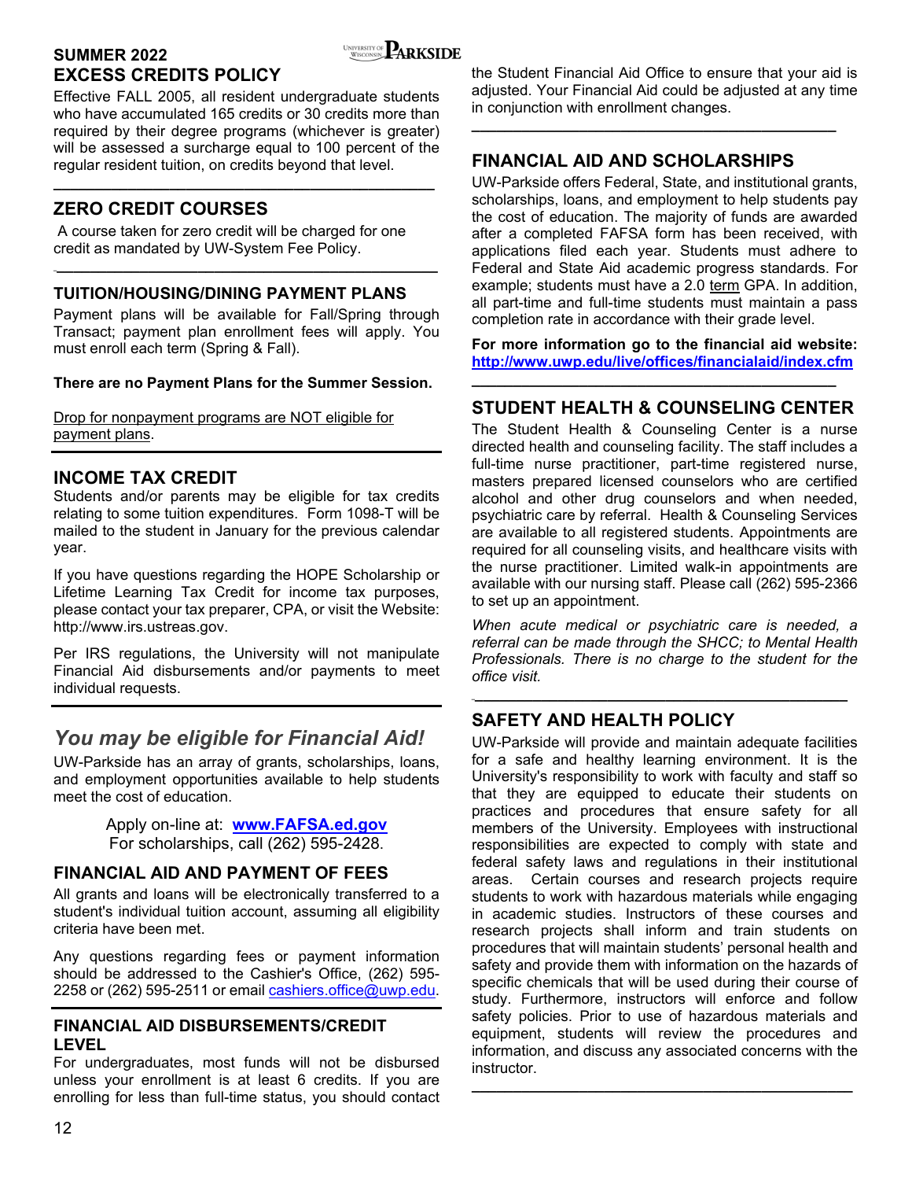**SUMMER 2022**

## EXCESS CREDITS POLICY

Effective FALL 2005, all resident undergraduate students who have accumulated 165 credits or 30 credits more than required by their degree programs (whichever is greater) will be assessed a surcharge equal to 100 percent of the regular resident tuition, on credits beyond that level.

## ZERO CREDIT COURSES

A course taken for zero credit will be charged for one credit as mandated by UW-System Fee Policy.

### TUITION/HOUSING/DINING PAYMENT PLANS

Payment plans will be available for Fall/Spring through Transact; payment plan enrollment fees will apply. You must enroll each term (Spring & Fall).

**There are no Payment Plans for the Summer Session.**

Drop for nonpayment programs are NOT eligible for payment plans.

## INCOME TAX CREDIT

Students and/or parents may be eligible for tax credits relating to some tuition expenditures. Form 1098-T will be mailed to the student in January for the previous calendar year.

If you have questions regarding the HOPE Scholarship or Lifetime Learning Tax Credit for income tax purposes, please contact your tax preparer, CPA, or visit the Website: http://www.irs.ustreas.gov.

Per IRS regulations, the University will not manipulate Financial Aid disbursements and/or payments to meet individual requests.

## *You may be eligible for Financial Aid!*

UW-Parkside has an array of grants, scholarships, loans, and employment opportunities available to help students meet the cost of education.

Apply on-line at: **www.FAFSA.ed.gov**
For scholarships, call (262) 595-2428.

## FINANCIAL AID AND PAYMENT OF FEES

All grants and loans will be electronically transferred to a student's individual tuition account, assuming all eligibility criteria have been met.

Any questions regarding fees or payment information should be addressed to the Cashier's Office, (262) 595-2258 or (262) 595-2511 or email cashiers.office@uwp.edu.

### FINANCIAL AID DISBURSEMENTS/CREDIT LEVEL

For undergraduates, most funds will not be disbursed unless your enrollment is at least 6 credits. If you are enrolling for less than full-time status, you should contact the Student Financial Aid Office to ensure that your aid is adjusted. Your Financial Aid could be adjusted at any time in conjunction with enrollment changes.

## FINANCIAL AID AND SCHOLARSHIPS

UW-Parkside offers Federal, State, and institutional grants, scholarships, loans, and employment to help students pay the cost of education. The majority of funds are awarded after a completed FAFSA form has been received, with applications filed each year. Students must adhere to Federal and State Aid academic progress standards. For example; students must have a 2.0 term GPA. In addition, all part-time and full-time students must maintain a pass completion rate in accordance with their grade level.

**For more information go to the financial aid website: http://www.uwp.edu/live/offices/financialaid/index.cfm**

## STUDENT HEALTH & COUNSELING CENTER

The Student Health & Counseling Center is a nurse directed health and counseling facility. The staff includes a full-time nurse practitioner, part-time registered nurse, masters prepared licensed counselors who are certified alcohol and other drug counselors and when needed, psychiatric care by referral. Health & Counseling Services are available to all registered students. Appointments are required for all counseling visits, and healthcare visits with the nurse practitioner. Limited walk-in appointments are available with our nursing staff. Please call (262) 595-2366 to set up an appointment.

*When acute medical or psychiatric care is needed, a referral can be made through the SHCC; to Mental Health Professionals. There is no charge to the student for the office visit.*

## SAFETY AND HEALTH POLICY

UW-Parkside will provide and maintain adequate facilities for a safe and healthy learning environment. It is the University's responsibility to work with faculty and staff so that they are equipped to educate their students on practices and procedures that ensure safety for all members of the University. Employees with instructional responsibilities are expected to comply with state and federal safety laws and regulations in their institutional areas. Certain courses and research projects require students to work with hazardous materials while engaging in academic studies. Instructors of these courses and research projects shall inform and train students on procedures that will maintain students' personal health and safety and provide them with information on the hazards of specific chemicals that will be used during their course of study. Furthermore, instructors will enforce and follow safety policies. Prior to use of hazardous materials and equipment, students will review the procedures and information, and discuss any associated concerns with the instructor.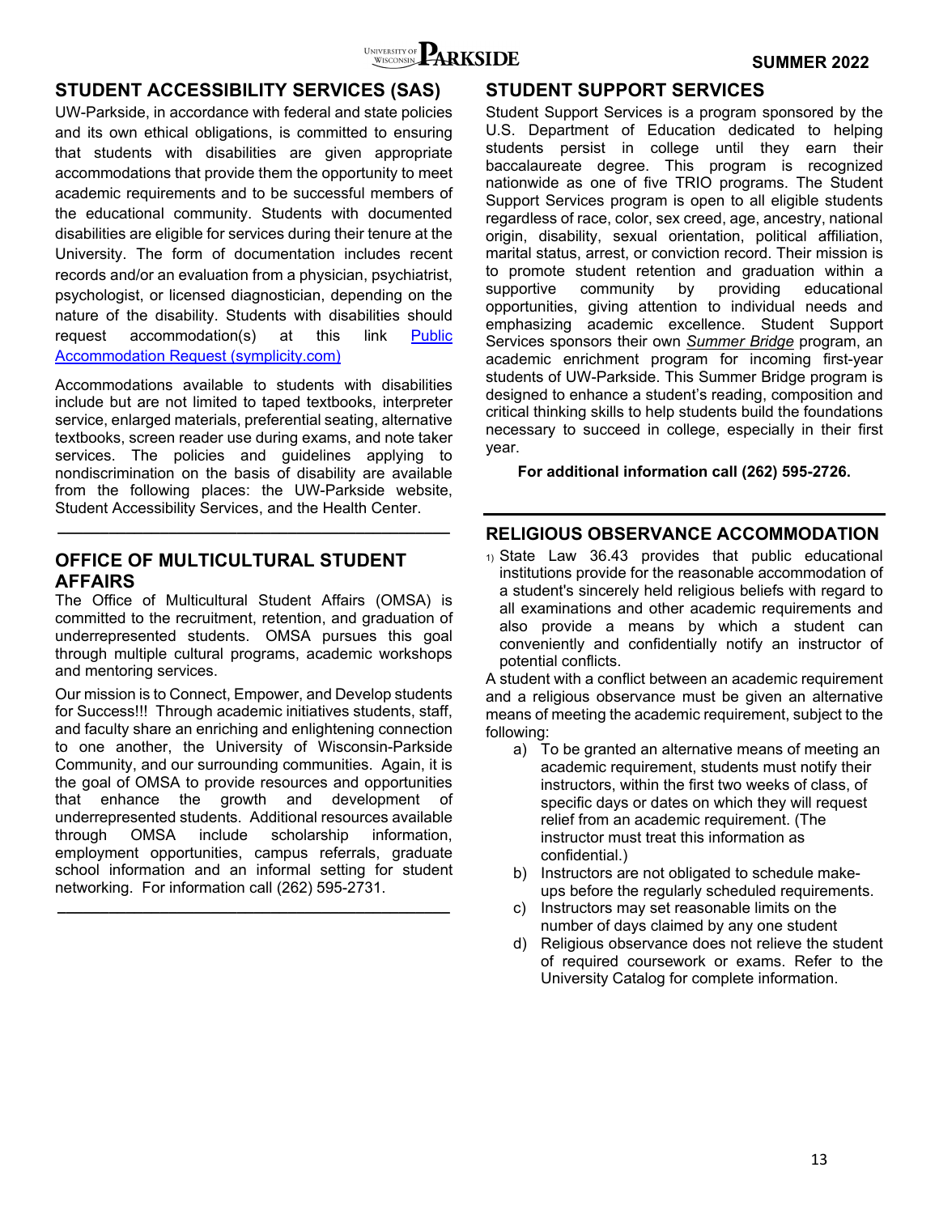## STUDENT ACCESSIBILITY SERVICES (SAS)

UW-Parkside, in accordance with federal and state policies and its own ethical obligations, is committed to ensuring that students with disabilities are given appropriate accommodations that provide them the opportunity to meet academic requirements and to be successful members of the educational community. Students with documented disabilities are eligible for services during their tenure at the University. The form of documentation includes recent records and/or an evaluation from a physician, psychiatrist, psychologist, or licensed diagnostician, depending on the nature of the disability. Students with disabilities should request accommodation(s) at this link [Public Accommodation Request (symplicity.com)]

Accommodations available to students with disabilities include but are not limited to taped textbooks, interpreter service, enlarged materials, preferential seating, alternative textbooks, screen reader use during exams, and note taker services. The policies and guidelines applying to nondiscrimination on the basis of disability are available from the following places: the UW-Parkside website, Student Accessibility Services, and the Health Center.

## OFFICE OF MULTICULTURAL STUDENT AFFAIRS

The Office of Multicultural Student Affairs (OMSA) is committed to the recruitment, retention, and graduation of underrepresented students. OMSA pursues this goal through multiple cultural programs, academic workshops and mentoring services.

Our mission is to Connect, Empower, and Develop students for Success!!! Through academic initiatives students, staff, and faculty share an enriching and enlightening connection to one another, the University of Wisconsin-Parkside Community, and our surrounding communities. Again, it is the goal of OMSA to provide resources and opportunities that enhance the growth and development of underrepresented students. Additional resources available through OMSA include scholarship information, employment opportunities, campus referrals, graduate school information and an informal setting for student networking. For information call (262) 595-2731.

## STUDENT SUPPORT SERVICES

Student Support Services is a program sponsored by the U.S. Department of Education dedicated to helping students persist in college until they earn their baccalaureate degree. This program is recognized nationwide as one of five TRIO programs. The Student Support Services program is open to all eligible students regardless of race, color, sex creed, age, ancestry, national origin, disability, sexual orientation, political affiliation, marital status, arrest, or conviction record. Their mission is to promote student retention and graduation within a supportive community by providing educational opportunities, giving attention to individual needs and emphasizing academic excellence. Student Support Services sponsors their own *Summer Bridge* program, an academic enrichment program for incoming first-year students of UW-Parkside. This Summer Bridge program is designed to enhance a student's reading, composition and critical thinking skills to help students build the foundations necessary to succeed in college, especially in their first year.

**For additional information call (262) 595-2726.**

## RELIGIOUS OBSERVANCE ACCOMMODATION

1) State Law 36.43 provides that public educational institutions provide for the reasonable accommodation of a student's sincerely held religious beliefs with regard to all examinations and other academic requirements and also provide a means by which a student can conveniently and confidentially notify an instructor of potential conflicts.

A student with a conflict between an academic requirement and a religious observance must be given an alternative means of meeting the academic requirement, subject to the following:

a) To be granted an alternative means of meeting an academic requirement, students must notify their instructors, within the first two weeks of class, of specific days or dates on which they will request relief from an academic requirement. (The instructor must treat this information as confidential.)
b) Instructors are not obligated to schedule make-ups before the regularly scheduled requirements.
c) Instructors may set reasonable limits on the number of days claimed by any one student
d) Religious observance does not relieve the student of required coursework or exams. Refer to the University Catalog for complete information.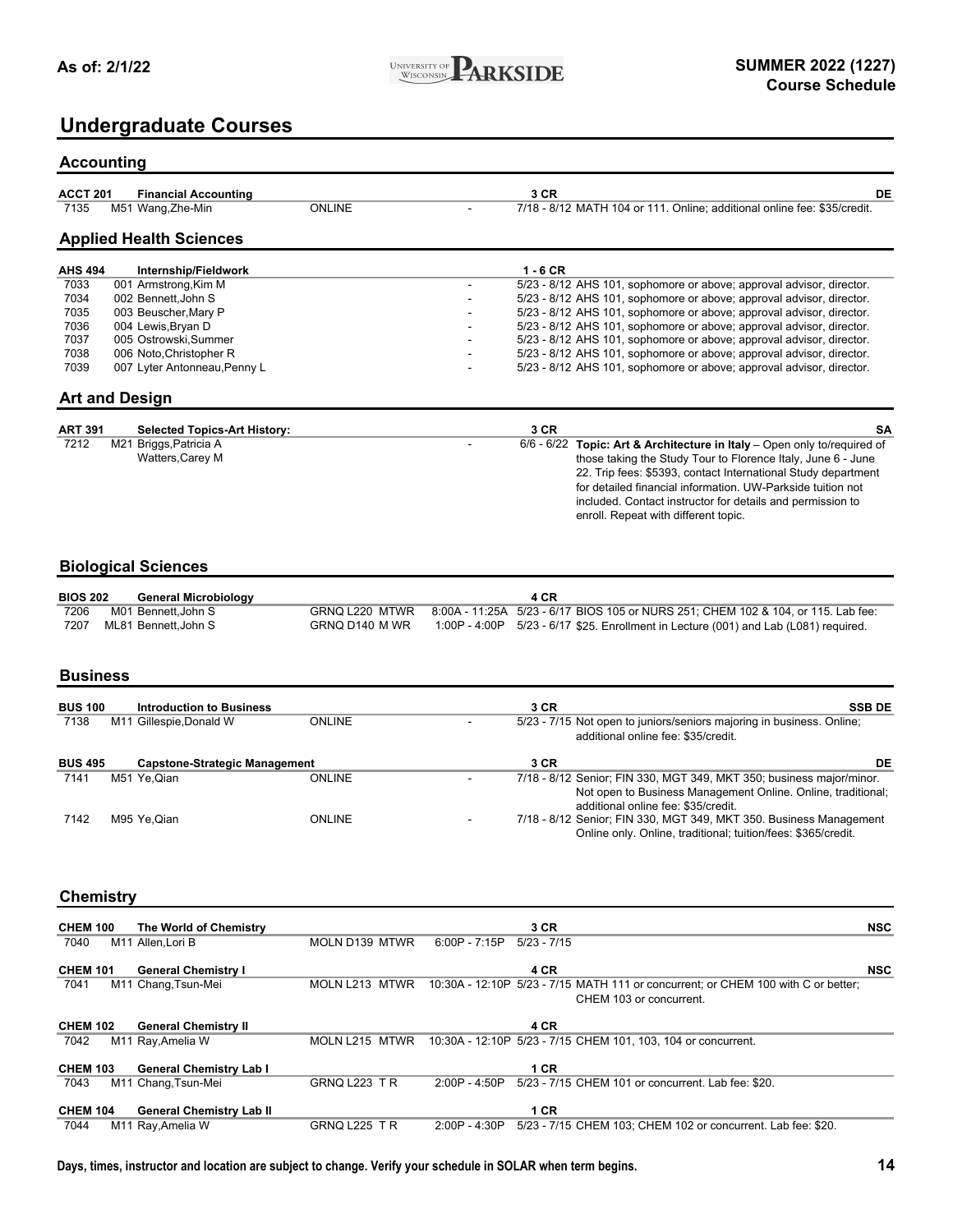# Undergraduate Courses

## Accounting

| Course | Title / Instructor | Location / Days | Time | Dates / Notes |
|---|---|---|---|---|
| **ACCT 201** | **Financial Accounting** | | | **3 CR** **DE** |
| 7135 | M51 Wang,Zhe-Min | ONLINE | - | 7/18 - 8/12 MATH 104 or 111. Online; additional online fee: $35/credit. |

## Applied Health Sciences

| Course | Title / Instructor | Location / Days | Time | Dates / Notes |
|---|---|---|---|---|
| **AHS 494** | **Internship/Fieldwork** | | | **1 - 6 CR** |
| 7033 | 001 Armstrong,Kim M | | - | 5/23 - 8/12 AHS 101, sophomore or above; approval advisor, director. |
| 7034 | 002 Bennett,John S | | - | 5/23 - 8/12 AHS 101, sophomore or above; approval advisor, director. |
| 7035 | 003 Beuscher,Mary P | | - | 5/23 - 8/12 AHS 101, sophomore or above; approval advisor, director. |
| 7036 | 004 Lewis,Bryan D | | - | 5/23 - 8/12 AHS 101, sophomore or above; approval advisor, director. |
| 7037 | 005 Ostrowski,Summer | | - | 5/23 - 8/12 AHS 101, sophomore or above; approval advisor, director. |
| 7038 | 006 Noto,Christopher R | | - | 5/23 - 8/12 AHS 101, sophomore or above; approval advisor, director. |
| 7039 | 007 Lyter Antonneau,Penny L | | - | 5/23 - 8/12 AHS 101, sophomore or above; approval advisor, director. |

## Art and Design

| Course | Title / Instructor | Location / Days | Time | Dates / Notes |
|---|---|---|---|---|
| **ART 391** | **Selected Topics-Art History:** | | | **3 CR** **SA** |
| 7212 | M21 Briggs,Patricia A<br>Watters,Carey M | | - | 6/6 - 6/22 **Topic: Art & Architecture in Italy** – Open only to/required of those taking the Study Tour to Florence Italy, June 6 - June 22. Trip fees: $5393, contact International Study department for detailed financial information. UW-Parkside tuition not included. Contact instructor for details and permission to enroll. Repeat with different topic. |

## Biological Sciences

| Course | Title / Instructor | Location / Days | Time | Dates / Notes |
|---|---|---|---|---|
| **BIOS 202** | **General Microbiology** | | | **4 CR** |
| 7206 | M01 Bennett,John S | GRNQ L220 MTWR | 8:00A - 11:25A | 5/23 - 6/17 BIOS 105 or NURS 251; CHEM 102 & 104, or 115. Lab fee: |
| 7207 | ML81 Bennett,John S | GRNQ D140 M WR | 1:00P - 4:00P | 5/23 - 6/17 $25. Enrollment in Lecture (001) and Lab (L081) required. |

## Business

| Course | Title / Instructor | Location / Days | Time | Dates / Notes |
|---|---|---|---|---|
| **BUS 100** | **Introduction to Business** | | | **3 CR** **SSB DE** |
| 7138 | M11 Gillespie,Donald W | ONLINE | - | 5/23 - 7/15 Not open to juniors/seniors majoring in business. Online; additional online fee: $35/credit. |
| **BUS 495** | **Capstone-Strategic Management** | | | **3 CR** **DE** |
| 7141 | M51 Ye,Qian | ONLINE | - | 7/18 - 8/12 Senior; FIN 330, MGT 349, MKT 350; business major/minor. Not open to Business Management Online. Online, traditional; additional online fee: $35/credit. |
| 7142 | M95 Ye,Qian | ONLINE | - | 7/18 - 8/12 Senior; FIN 330, MGT 349, MKT 350. Business Management Online only. Online, traditional; tuition/fees: $365/credit. |

## Chemistry

| Course | Title / Instructor | Location / Days | Time | Dates / Notes |
|---|---|---|---|---|
| **CHEM 100** | **The World of Chemistry** | | | **3 CR** **NSC** |
| 7040 | M11 Allen,Lori B | MOLN D139 MTWR | 6:00P - 7:15P | 5/23 - 7/15 |
| **CHEM 101** | **General Chemistry I** | | | **4 CR** **NSC** |
| 7041 | M11 Chang,Tsun-Mei | MOLN L213 MTWR | 10:30A - 12:10P | 5/23 - 7/15 MATH 111 or concurrent; or CHEM 100 with C or better; CHEM 103 or concurrent. |
| **CHEM 102** | **General Chemistry II** | | | **4 CR** |
| 7042 | M11 Ray,Amelia W | MOLN L215 MTWR | 10:30A - 12:10P | 5/23 - 7/15 CHEM 101, 103, 104 or concurrent. |
| **CHEM 103** | **General Chemistry Lab I** | | | **1 CR** |
| 7043 | M11 Chang,Tsun-Mei | GRNQ L223 T R | 2:00P - 4:50P | 5/23 - 7/15 CHEM 101 or concurrent. Lab fee: $20. |
| **CHEM 104** | **General Chemistry Lab II** | | | **1 CR** |
| 7044 | M11 Ray,Amelia W | GRNQ L225 T R | 2:00P - 4:30P | 5/23 - 7/15 CHEM 103; CHEM 102 or concurrent. Lab fee: $20. |

Days, times, instructor and location are subject to change. Verify your schedule in SOLAR when term begins.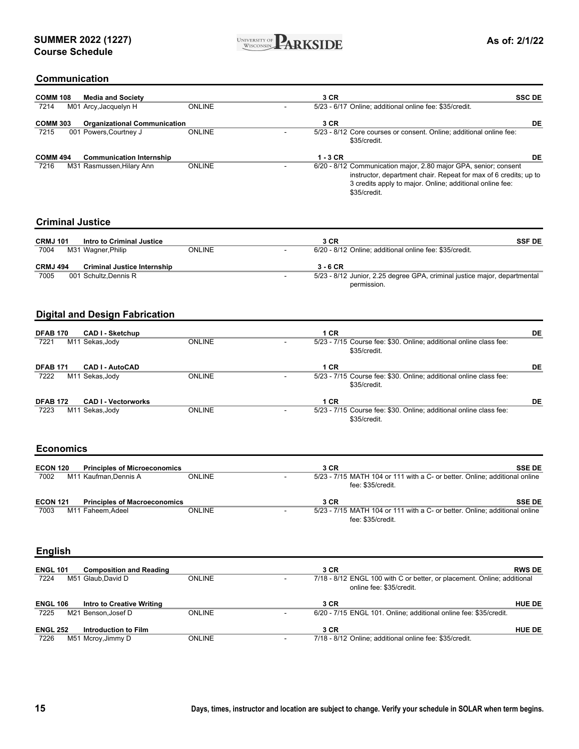## Communication

**COMM 108 Media and Society** 3 CR SSC DE

| Class | Section | Instructor | Location | Dates | Notes |
|---|---|---|---|---|---|
| 7214 | M01 | Arcy,Jacquelyn H | ONLINE | 5/23 - 6/17 | Online; additional online fee: $35/credit. |

**COMM 303 Organizational Communication** 3 CR DE

| Class | Section | Instructor | Location | Dates | Notes |
|---|---|---|---|---|---|
| 7215 | 001 | Powers,Courtney J | ONLINE | 5/23 - 8/12 | Core courses or consent. Online; additional online fee: $35/credit. |

**COMM 494 Communication Internship** 1 - 3 CR DE

| Class | Section | Instructor | Location | Dates | Notes |
|---|---|---|---|---|---|
| 7216 | M31 | Rasmussen,Hilary Ann | ONLINE | 6/20 - 8/12 | Communication major, 2.80 major GPA, senior; consent instructor, department chair. Repeat for max of 6 credits; up to 3 credits apply to major. Online; additional online fee: $35/credit. |

## Criminal Justice

**CRMJ 101 Intro to Criminal Justice** 3 CR SSF DE

| Class | Section | Instructor | Location | Dates | Notes |
|---|---|---|---|---|---|
| 7004 | M31 | Wagner,Philip | ONLINE | 6/20 - 8/12 | Online; additional online fee: $35/credit. |

**CRMJ 494 Criminal Justice Internship** 3 - 6 CR

| Class | Section | Instructor | Location | Dates | Notes |
|---|---|---|---|---|---|
| 7005 | 001 | Schultz,Dennis R | | 5/23 - 8/12 | Junior, 2.25 degree GPA, criminal justice major, departmental permission. |

## Digital and Design Fabrication

**DFAB 170 CAD I - Sketchup** 1 CR DE

| Class | Section | Instructor | Location | Dates | Notes |
|---|---|---|---|---|---|
| 7221 | M11 | Sekas,Jody | ONLINE | 5/23 - 7/15 | Course fee: $30. Online; additional online class fee: $35/credit. |

**DFAB 171 CAD I - AutoCAD** 1 CR DE

| Class | Section | Instructor | Location | Dates | Notes |
|---|---|---|---|---|---|
| 7222 | M11 | Sekas,Jody | ONLINE | 5/23 - 7/15 | Course fee: $30. Online; additional online class fee: $35/credit. |

**DFAB 172 CAD I - Vectorworks** 1 CR DE

| Class | Section | Instructor | Location | Dates | Notes |
|---|---|---|---|---|---|
| 7223 | M11 | Sekas,Jody | ONLINE | 5/23 - 7/15 | Course fee: $30. Online; additional online class fee: $35/credit. |

## Economics

**ECON 120 Principles of Microeconomics** 3 CR SSE DE

| Class | Section | Instructor | Location | Dates | Notes |
|---|---|---|---|---|---|
| 7002 | M11 | Kaufman,Dennis A | ONLINE | 5/23 - 7/15 | MATH 104 or 111 with a C- or better. Online; additional online fee: $35/credit. |

**ECON 121 Principles of Macroeconomics** 3 CR SSE DE

| Class | Section | Instructor | Location | Dates | Notes |
|---|---|---|---|---|---|
| 7003 | M11 | Faheem,Adeel | ONLINE | 5/23 - 7/15 | MATH 104 or 111 with a C- or better. Online; additional online fee: $35/credit. |

## English

**ENGL 101 Composition and Reading** 3 CR RWS DE

| Class | Section | Instructor | Location | Dates | Notes |
|---|---|---|---|---|---|
| 7224 | M51 | Glaub,David D | ONLINE | 7/18 - 8/12 | ENGL 100 with C or better, or placement. Online; additional online fee: $35/credit. |

**ENGL 106 Intro to Creative Writing** 3 CR HUE DE

| Class | Section | Instructor | Location | Dates | Notes |
|---|---|---|---|---|---|
| 7225 | M21 | Benson,Josef D | ONLINE | 6/20 - 7/15 | ENGL 101. Online; additional online fee: $35/credit. |

**ENGL 252 Introduction to Film** 3 CR HUE DE

| Class | Section | Instructor | Location | Dates | Notes |
|---|---|---|---|---|---|
| 7226 | M51 | Mcroy,Jimmy D | ONLINE | 7/18 - 8/12 | Online; additional online fee: $35/credit. |

Days, times, instructor and location are subject to change. Verify your schedule in SOLAR when term begins.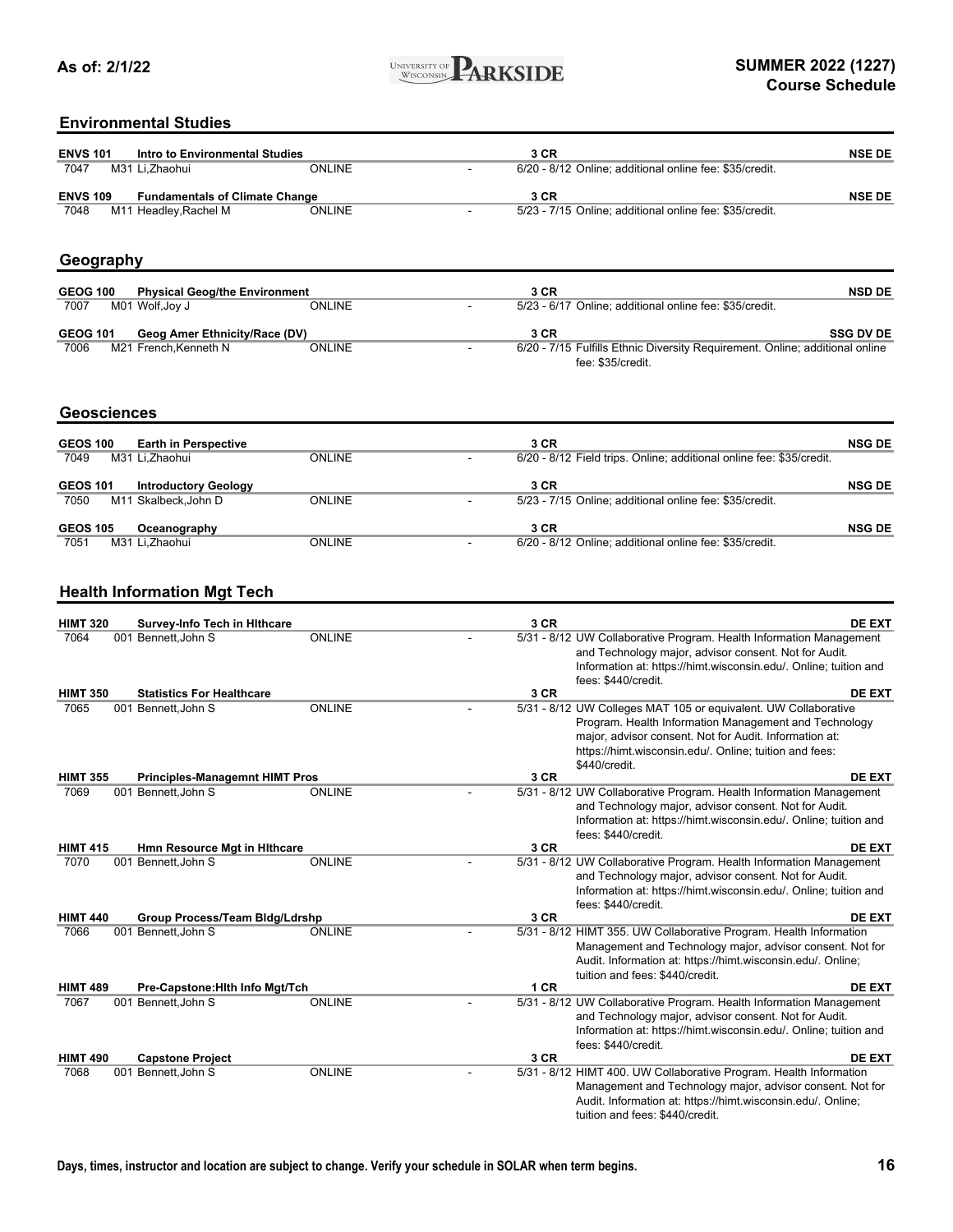## Environmental Studies

| Course | Title | | | Credits | | Attributes |
|---|---|---|---|---|---|---|
| **ENVS 101** | **Intro to Environmental Studies** | | | **3 CR** | | **NSE DE** |
| 7047 | M31 Li,Zhaohui | ONLINE | - | 6/20 - 8/12 | Online; additional online fee: $35/credit. | |
| **ENVS 109** | **Fundamentals of Climate Change** | | | **3 CR** | | **NSE DE** |
| 7048 | M11 Headley,Rachel M | ONLINE | - | 5/23 - 7/15 | Online; additional online fee: $35/credit. | |

## Geography

| Course | Title | | | Credits | | Attributes |
|---|---|---|---|---|---|---|
| **GEOG 100** | **Physical Geog/the Environment** | | | **3 CR** | | **NSD DE** |
| 7007 | M01 Wolf,Joy J | ONLINE | - | 5/23 - 6/17 | Online; additional online fee: $35/credit. | |
| **GEOG 101** | **Geog Amer Ethnicity/Race (DV)** | | | **3 CR** | | **SSG DV DE** |
| 7006 | M21 French,Kenneth N | ONLINE | - | 6/20 - 7/15 | Fulfills Ethnic Diversity Requirement. Online; additional online fee: $35/credit. | |

## Geosciences

| Course | Title | | | Credits | | Attributes |
|---|---|---|---|---|---|---|
| **GEOS 100** | **Earth in Perspective** | | | **3 CR** | | **NSG DE** |
| 7049 | M31 Li,Zhaohui | ONLINE | - | 6/20 - 8/12 | Field trips. Online; additional online fee: $35/credit. | |
| **GEOS 101** | **Introductory Geology** | | | **3 CR** | | **NSG DE** |
| 7050 | M11 Skalbeck,John D | ONLINE | - | 5/23 - 7/15 | Online; additional online fee: $35/credit. | |
| **GEOS 105** | **Oceanography** | | | **3 CR** | | **NSG DE** |
| 7051 | M31 Li,Zhaohui | ONLINE | - | 6/20 - 8/12 | Online; additional online fee: $35/credit. | |

## Health Information Mgt Tech

| Course | Title | | | Credits | | Attributes |
|---|---|---|---|---|---|---|
| **HIMT 320** | **Survey-Info Tech in Hlthcare** | | | **3 CR** | | **DE EXT** |
| 7064 | 001 Bennett,John S | ONLINE | - | 5/31 - 8/12 | UW Collaborative Program. Health Information Management and Technology major, advisor consent. Not for Audit. Information at: https://himt.wisconsin.edu/. Online; tuition and fees: $440/credit. | |
| **HIMT 350** | **Statistics For Healthcare** | | | **3 CR** | | **DE EXT** |
| 7065 | 001 Bennett,John S | ONLINE | - | 5/31 - 8/12 | UW Colleges MAT 105 or equivalent. UW Collaborative Program. Health Information Management and Technology major, advisor consent. Not for Audit. Information at: https://himt.wisconsin.edu/. Online; tuition and fees: $440/credit. | |
| **HIMT 355** | **Principles-Managemnt HIMT Pros** | | | **3 CR** | | **DE EXT** |
| 7069 | 001 Bennett,John S | ONLINE | - | 5/31 - 8/12 | UW Collaborative Program. Health Information Management and Technology major, advisor consent. Not for Audit. Information at: https://himt.wisconsin.edu/. Online; tuition and fees: $440/credit. | |
| **HIMT 415** | **Hmn Resource Mgt in Hlthcare** | | | **3 CR** | | **DE EXT** |
| 7070 | 001 Bennett,John S | ONLINE | - | 5/31 - 8/12 | UW Collaborative Program. Health Information Management and Technology major, advisor consent. Not for Audit. Information at: https://himt.wisconsin.edu/. Online; tuition and fees: $440/credit. | |
| **HIMT 440** | **Group Process/Team Bldg/Ldrshp** | | | **3 CR** | | **DE EXT** |
| 7066 | 001 Bennett,John S | ONLINE | - | 5/31 - 8/12 | HIMT 355. UW Collaborative Program. Health Information Management and Technology major, advisor consent. Not for Audit. Information at: https://himt.wisconsin.edu/. Online; tuition and fees: $440/credit. | |
| **HIMT 489** | **Pre-Capstone:Hlth Info Mgt/Tch** | | | **1 CR** | | **DE EXT** |
| 7067 | 001 Bennett,John S | ONLINE | - | 5/31 - 8/12 | UW Collaborative Program. Health Information Management and Technology major, advisor consent. Not for Audit. Information at: https://himt.wisconsin.edu/. Online; tuition and fees: $440/credit. | |
| **HIMT 490** | **Capstone Project** | | | **3 CR** | | **DE EXT** |
| 7068 | 001 Bennett,John S | ONLINE | - | 5/31 - 8/12 | HIMT 400. UW Collaborative Program. Health Information Management and Technology major, advisor consent. Not for Audit. Information at: https://himt.wisconsin.edu/. Online; tuition and fees: $440/credit. | |

Days, times, instructor and location are subject to change. Verify your schedule in SOLAR when term begins.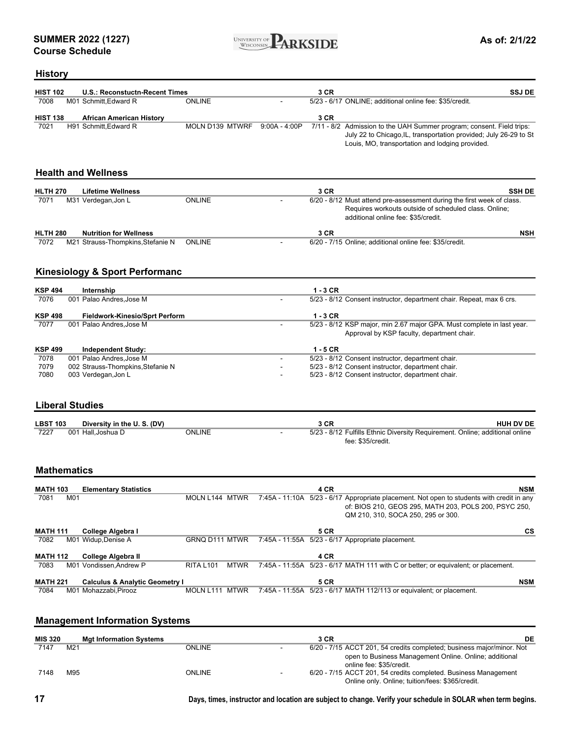## History

| Course | Title | | | | Credits | | Attributes |
|---|---|---|---|---|---|---|---|
| **HIST 102** | **U.S.: Reconstuctn-Recent Times** | | | | **3 CR** | | **SSJ DE** |
| 7008 | M01 Schmitt,Edward R | ONLINE | | - | 5/23 - 6/17 | ONLINE; additional online fee: $35/credit. | |
| **HIST 138** | **African American History** | | | | **3 CR** | | |
| 7021 | H91 Schmitt,Edward R | MOLN D139 | MTWRF | 9:00A - 4:00P | 7/11 - 8/2 | Admission to the UAH Summer program; consent. Field trips: July 22 to Chicago,IL, transportation provided; July 26-29 to St Louis, MO, transportation and lodging provided. | |

## Health and Wellness

| Course | Title | | | | Credits | | Attributes |
|---|---|---|---|---|---|---|---|
| **HLTH 270** | **Lifetime Wellness** | | | | **3 CR** | | **SSH DE** |
| 7071 | M31 Verdegan,Jon L | ONLINE | | - | 6/20 - 8/12 | Must attend pre-assessment during the first week of class. Requires workouts outside of scheduled class. Online; additional online fee: $35/credit. | |
| **HLTH 280** | **Nutrition for Wellness** | | | | **3 CR** | | **NSH** |
| 7072 | M21 Strauss-Thompkins,Stefanie N | ONLINE | | - | 6/20 - 7/15 | Online; additional online fee: $35/credit. | |

## Kinesiology & Sport Performanc

| Course | Title | | | | Credits | | Attributes |
|---|---|---|---|---|---|---|---|
| **KSP 494** | **Internship** | | | | **1 - 3 CR** | | |
| 7076 | 001 Palao Andres,Jose M | | | - | 5/23 - 8/12 | Consent instructor, department chair. Repeat, max 6 crs. | |
| **KSP 498** | **Fieldwork-Kinesio/Sprt Perform** | | | | **1 - 3 CR** | | |
| 7077 | 001 Palao Andres,Jose M | | | - | 5/23 - 8/12 | KSP major, min 2.67 major GPA. Must complete in last year. Approval by KSP faculty, department chair. | |
| **KSP 499** | **Independent Study:** | | | | **1 - 5 CR** | | |
| 7078 | 001 Palao Andres,Jose M | | | - | 5/23 - 8/12 | Consent instructor, department chair. | |
| 7079 | 002 Strauss-Thompkins,Stefanie N | | | - | 5/23 - 8/12 | Consent instructor, department chair. | |
| 7080 | 003 Verdegan,Jon L | | | - | 5/23 - 8/12 | Consent instructor, department chair. | |

## Liberal Studies

| Course | Title | | | | Credits | | Attributes |
|---|---|---|---|---|---|---|---|
| **LBST 103** | **Diversity in the U. S. (DV)** | | | | **3 CR** | | **HUH DV DE** |
| 7227 | 001 Hall,Joshua D | ONLINE | | - | 5/23 - 8/12 | Fulfills Ethnic Diversity Requirement. Online; additional online fee: $35/credit. | |

## Mathematics

| Course | Title | | | | Credits | | Attributes |
|---|---|---|---|---|---|---|---|
| **MATH 103** | **Elementary Statistics** | | | | **4 CR** | | **NSM** |
| 7081 | M01 | MOLN L144 | MTWR | 7:45A - 11:10A | 5/23 - 6/17 | Appropriate placement. Not open to students with credit in any of: BIOS 210, GEOS 295, MATH 203, POLS 200, PSYC 250, QM 210, 310, SOCA 250, 295 or 300. | |
| **MATH 111** | **College Algebra I** | | | | **5 CR** | | **CS** |
| 7082 | M01 Widup,Denise A | GRNQ D111 | MTWR | 7:45A - 11:55A | 5/23 - 6/17 | Appropriate placement. | |
| **MATH 112** | **College Algebra II** | | | | **4 CR** | | |
| 7083 | M01 Vondissen,Andrew P | RITA L101 | MTWR | 7:45A - 11:55A | 5/23 - 6/17 | MATH 111 with C or better; or equivalent; or placement. | |
| **MATH 221** | **Calculus & Analytic Geometry I** | | | | **5 CR** | | **NSM** |
| 7084 | M01 Mohazzabi,Pirooz | MOLN L111 | MTWR | 7:45A - 11:55A | 5/23 - 6/17 | MATH 112/113 or equivalent; or placement. | |

## Management Information Systems

| Course | Title | | | | Credits | | Attributes |
|---|---|---|---|---|---|---|---|
| **MIS 320** | **Mgt Information Systems** | | | | **3 CR** | | **DE** |
| 7147 | M21 | ONLINE | | - | 6/20 - 7/15 | ACCT 201, 54 credits completed; business major/minor. Not open to Business Management Online. Online; additional online fee: $35/credit. | |
| 7148 | M95 | ONLINE | | - | 6/20 - 7/15 | ACCT 201, 54 credits completed. Business Management Online only. Online; tuition/fees: $365/credit. | |

Days, times, instructor and location are subject to change. Verify your schedule in SOLAR when term begins.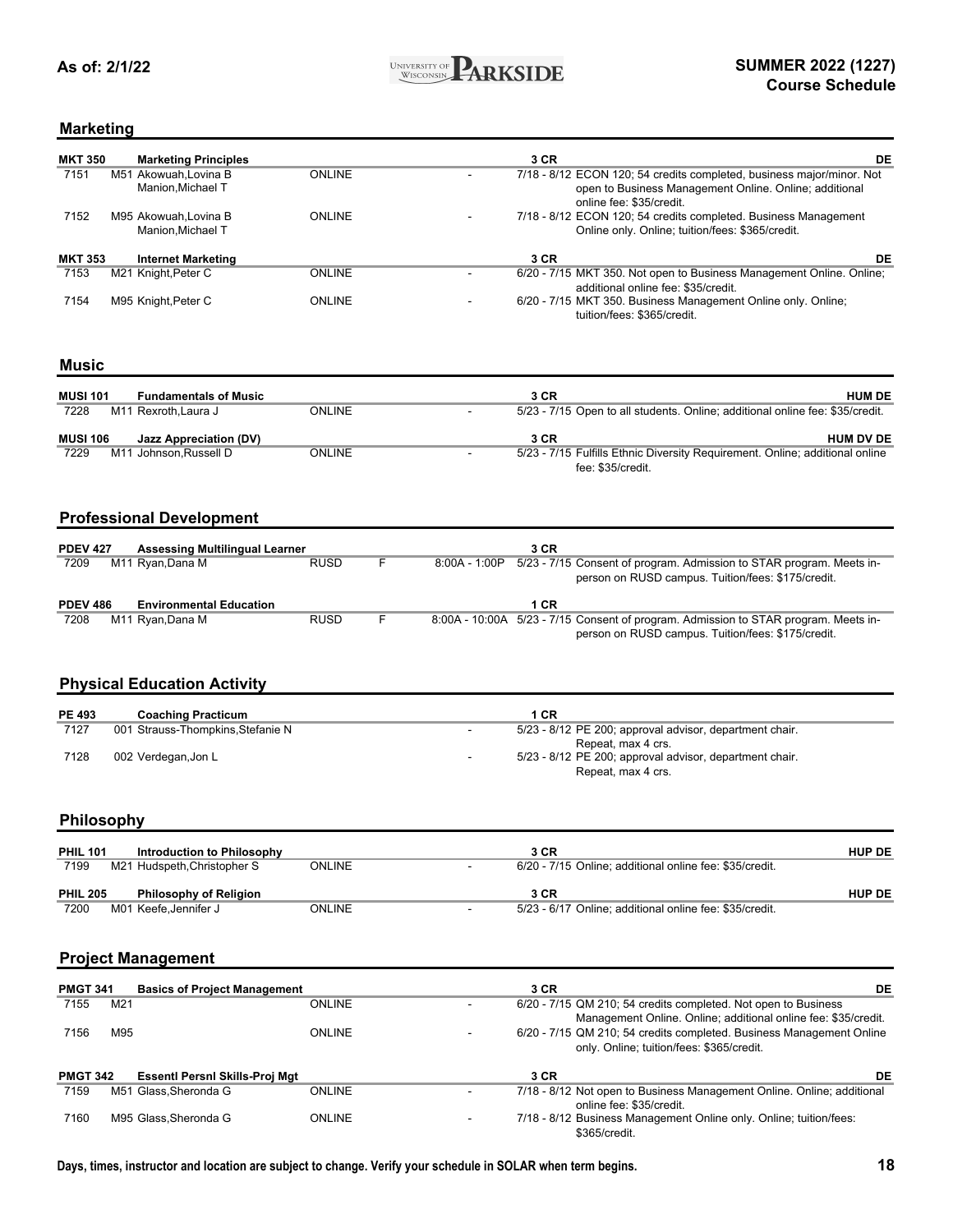## Marketing

| Course | | Title / Instructor | Location | Days | Time | Credits / Dates | Notes |
|---|---|---|---|---|---|---|---|
| **MKT 350** | | **Marketing Principles** | | | | **3 CR** | **DE** |
| 7151 | M51 | Akowuah,Lovina B; Manion,Michael T | ONLINE | | - | 7/18 - 8/12 | ECON 120; 54 credits completed, business major/minor. Not open to Business Management Online. Online; additional online fee: $35/credit. |
| 7152 | M95 | Akowuah,Lovina B; Manion,Michael T | ONLINE | | - | 7/18 - 8/12 | ECON 120; 54 credits completed. Business Management Online only. Online; tuition/fees: $365/credit. |
| **MKT 353** | | **Internet Marketing** | | | | **3 CR** | **DE** |
| 7153 | M21 | Knight,Peter C | ONLINE | | - | 6/20 - 7/15 | MKT 350. Not open to Business Management Online. Online; additional online fee: $35/credit. |
| 7154 | M95 | Knight,Peter C | ONLINE | | - | 6/20 - 7/15 | MKT 350. Business Management Online only. Online; tuition/fees: $365/credit. |

## Music

| Course | | Title / Instructor | Location | Days | Time | Credits / Dates | Notes |
|---|---|---|---|---|---|---|---|
| **MUSI 101** | | **Fundamentals of Music** | | | | **3 CR** | **HUM DE** |
| 7228 | M11 | Rexroth,Laura J | ONLINE | | - | 5/23 - 7/15 | Open to all students. Online; additional online fee: $35/credit. |
| **MUSI 106** | | **Jazz Appreciation (DV)** | | | | **3 CR** | **HUM DV DE** |
| 7229 | M11 | Johnson,Russell D | ONLINE | | - | 5/23 - 7/15 | Fulfills Ethnic Diversity Requirement. Online; additional online fee: $35/credit. |

## Professional Development

| Course | | Title / Instructor | Location | Days | Time | Credits / Dates | Notes |
|---|---|---|---|---|---|---|---|
| **PDEV 427** | | **Assessing Multilingual Learner** | | | | **3 CR** | |
| 7209 | M11 | Ryan,Dana M | RUSD | F | 8:00A - 1:00P | 5/23 - 7/15 | Consent of program. Admission to STAR program. Meets in-person on RUSD campus. Tuition/fees: $175/credit. |
| **PDEV 486** | | **Environmental Education** | | | | **1 CR** | |
| 7208 | M11 | Ryan,Dana M | RUSD | F | 8:00A - 10:00A | 5/23 - 7/15 | Consent of program. Admission to STAR program. Meets in-person on RUSD campus. Tuition/fees: $175/credit. |

## Physical Education Activity

| Course | | Title / Instructor | Location | Days | Time | Credits / Dates | Notes |
|---|---|---|---|---|---|---|---|
| **PE 493** | | **Coaching Practicum** | | | | **1 CR** | |
| 7127 | 001 | Strauss-Thompkins,Stefanie N | | | - | 5/23 - 8/12 | PE 200; approval advisor, department chair. Repeat, max 4 crs. |
| 7128 | 002 | Verdegan,Jon L | | | - | 5/23 - 8/12 | PE 200; approval advisor, department chair. Repeat, max 4 crs. |

## Philosophy

| Course | | Title / Instructor | Location | Days | Time | Credits / Dates | Notes |
|---|---|---|---|---|---|---|---|
| **PHIL 101** | | **Introduction to Philosophy** | | | | **3 CR** | **HUP DE** |
| 7199 | M21 | Hudspeth,Christopher S | ONLINE | | - | 6/20 - 7/15 | Online; additional online fee: $35/credit. |
| **PHIL 205** | | **Philosophy of Religion** | | | | **3 CR** | **HUP DE** |
| 7200 | M01 | Keefe,Jennifer J | ONLINE | | - | 5/23 - 6/17 | Online; additional online fee: $35/credit. |

## Project Management

| Course | | Title / Instructor | Location | Days | Time | Credits / Dates | Notes |
|---|---|---|---|---|---|---|---|
| **PMGT 341** | | **Basics of Project Management** | | | | **3 CR** | **DE** |
| 7155 | M21 | | ONLINE | | - | 6/20 - 7/15 | QM 210; 54 credits completed. Not open to Business Management Online. Online; additional online fee: $35/credit. |
| 7156 | M95 | | ONLINE | | - | 6/20 - 7/15 | QM 210; 54 credits completed. Business Management Online only. Online; tuition/fees: $365/credit. |
| **PMGT 342** | | **Essentl Persnl Skills-Proj Mgt** | | | | **3 CR** | **DE** |
| 7159 | M51 | Glass,Sheronda G | ONLINE | | - | 7/18 - 8/12 | Not open to Business Management Online. Online; additional online fee: $35/credit. |
| 7160 | M95 | Glass,Sheronda G | ONLINE | | - | 7/18 - 8/12 | Business Management Online only. Online; tuition/fees: $365/credit. |

Days, times, instructor and location are subject to change. Verify your schedule in SOLAR when term begins.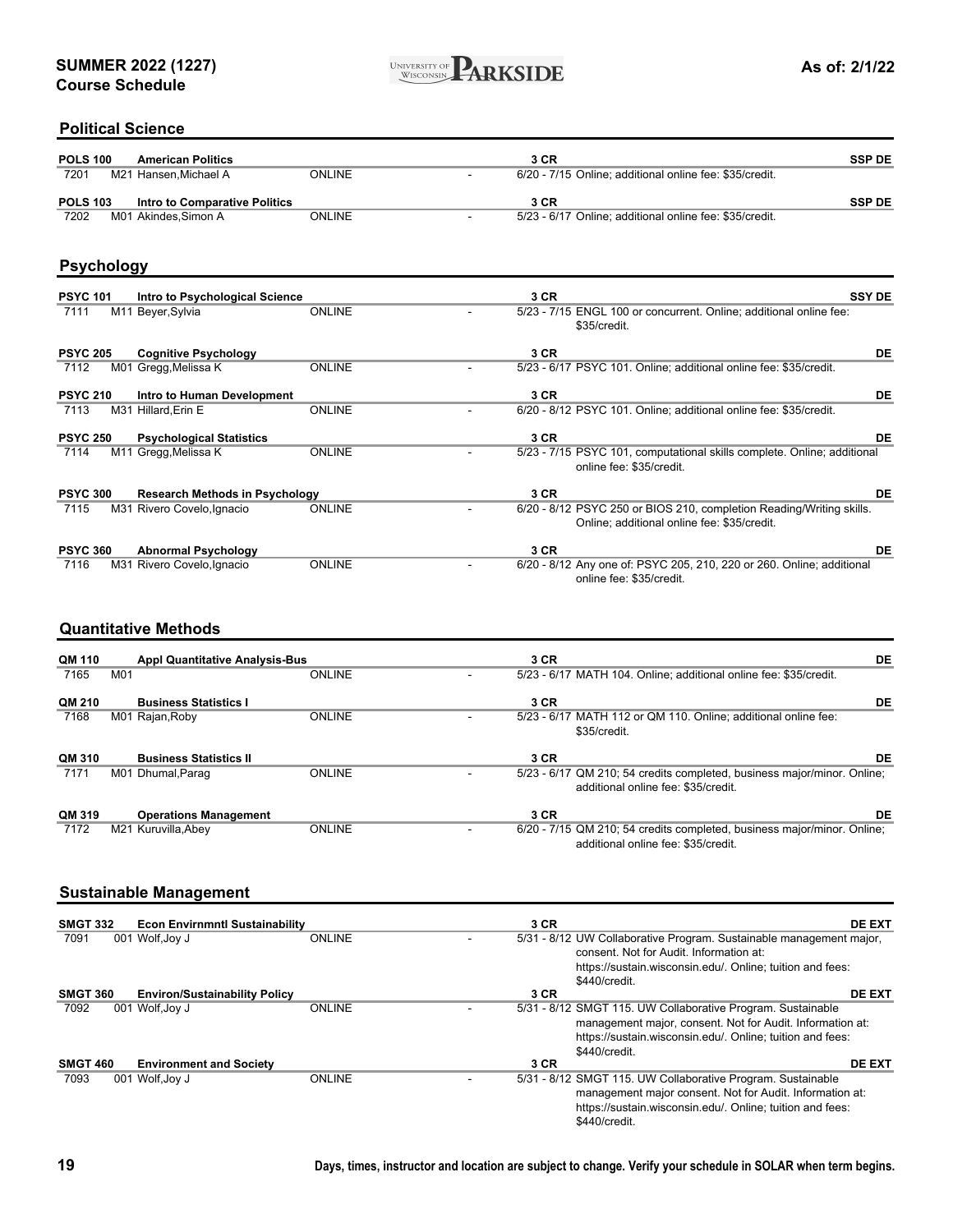**SUMMER 2022 (1227)**
**Course Schedule**

**As of: 2/1/22**

## Political Science

| Course | Title / Section / Instructor | Location | Time | Credits / Dates | Notes |
|---|---|---|---|---|---|
| **POLS 100** | **American Politics** | | | **3 CR** | **SSP DE** |
| 7201 | M21 Hansen,Michael A | ONLINE | - | 6/20 - 7/15 | Online; additional online fee: $35/credit. |
| **POLS 103** | **Intro to Comparative Politics** | | | **3 CR** | **SSP DE** |
| 7202 | M01 Akindes,Simon A | ONLINE | - | 5/23 - 6/17 | Online; additional online fee: $35/credit. |

## Psychology

| Course | Title / Section / Instructor | Location | Time | Credits / Dates | Notes |
|---|---|---|---|---|---|
| **PSYC 101** | **Intro to Psychological Science** | | | **3 CR** | **SSY DE** |
| 7111 | M11 Beyer,Sylvia | ONLINE | - | 5/23 - 7/15 | ENGL 100 or concurrent. Online; additional online fee: $35/credit. |
| **PSYC 205** | **Cognitive Psychology** | | | **3 CR** | **DE** |
| 7112 | M01 Gregg,Melissa K | ONLINE | - | 5/23 - 6/17 | PSYC 101. Online; additional online fee: $35/credit. |
| **PSYC 210** | **Intro to Human Development** | | | **3 CR** | **DE** |
| 7113 | M31 Hillard,Erin E | ONLINE | - | 6/20 - 8/12 | PSYC 101. Online; additional online fee: $35/credit. |
| **PSYC 250** | **Psychological Statistics** | | | **3 CR** | **DE** |
| 7114 | M11 Gregg,Melissa K | ONLINE | - | 5/23 - 7/15 | PSYC 101, computational skills complete. Online; additional online fee: $35/credit. |
| **PSYC 300** | **Research Methods in Psychology** | | | **3 CR** | **DE** |
| 7115 | M31 Rivero Covelo,Ignacio | ONLINE | - | 6/20 - 8/12 | PSYC 250 or BIOS 210, completion Reading/Writing skills. Online; additional online fee: $35/credit. |
| **PSYC 360** | **Abnormal Psychology** | | | **3 CR** | **DE** |
| 7116 | M31 Rivero Covelo,Ignacio | ONLINE | - | 6/20 - 8/12 | Any one of: PSYC 205, 210, 220 or 260. Online; additional online fee: $35/credit. |

## Quantitative Methods

| Course | Title / Section / Instructor | Location | Time | Credits / Dates | Notes |
|---|---|---|---|---|---|
| **QM 110** | **Appl Quantitative Analysis-Bus** | | | **3 CR** | **DE** |
| 7165 | M01 | ONLINE | - | 5/23 - 6/17 | MATH 104. Online; additional online fee: $35/credit. |
| **QM 210** | **Business Statistics I** | | | **3 CR** | **DE** |
| 7168 | M01 Rajan,Roby | ONLINE | - | 5/23 - 6/17 | MATH 112 or QM 110. Online; additional online fee: $35/credit. |
| **QM 310** | **Business Statistics II** | | | **3 CR** | **DE** |
| 7171 | M01 Dhumal,Parag | ONLINE | - | 5/23 - 6/17 | QM 210; 54 credits completed, business major/minor. Online; additional online fee: $35/credit. |
| **QM 319** | **Operations Management** | | | **3 CR** | **DE** |
| 7172 | M21 Kuruvilla,Abey | ONLINE | - | 6/20 - 7/15 | QM 210; 54 credits completed, business major/minor. Online; additional online fee: $35/credit. |

## Sustainable Management

| Course | Title / Section / Instructor | Location | Time | Credits / Dates | Notes |
|---|---|---|---|---|---|
| **SMGT 332** | **Econ Envirnmntl Sustainability** | | | **3 CR** | **DE EXT** |
| 7091 | 001 Wolf,Joy J | ONLINE | - | 5/31 - 8/12 | UW Collaborative Program. Sustainable management major, consent. Not for Audit. Information at: https://sustain.wisconsin.edu/. Online; tuition and fees: $440/credit. |
| **SMGT 360** | **Environ/Sustainability Policy** | | | **3 CR** | **DE EXT** |
| 7092 | 001 Wolf,Joy J | ONLINE | - | 5/31 - 8/12 | SMGT 115. UW Collaborative Program. Sustainable management major, consent. Not for Audit. Information at: https://sustain.wisconsin.edu/. Online; tuition and fees: $440/credit. |
| **SMGT 460** | **Environment and Society** | | | **3 CR** | **DE EXT** |
| 7093 | 001 Wolf,Joy J | ONLINE | - | 5/31 - 8/12 | SMGT 115. UW Collaborative Program. Sustainable management major consent. Not for Audit. Information at: https://sustain.wisconsin.edu/. Online; tuition and fees: $440/credit. |

**Days, times, instructor and location are subject to change. Verify your schedule in SOLAR when term begins.**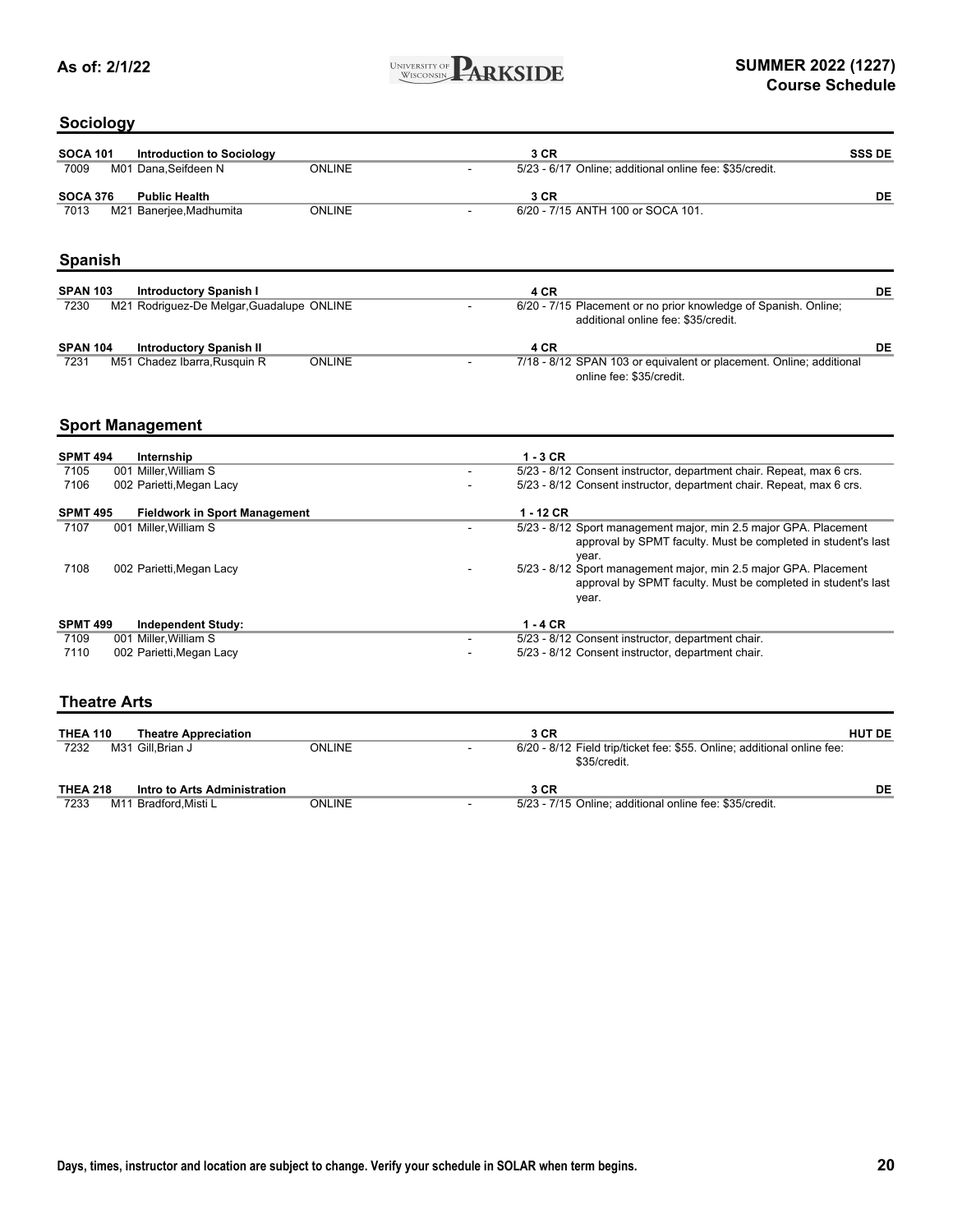## Sociology

| Course | Section | Title / Instructor | Location | Time | Credits / Dates | Notes | Attributes |
|---|---|---|---|---|---|---|---|
| **SOCA 101** | | **Introduction to Sociology** | | | **3 CR** | | **SSS DE** |
| 7009 | M01 | Dana,Seifdeen N | ONLINE | - | 5/23 - 6/17 | Online; additional online fee: $35/credit. | |
| **SOCA 376** | | **Public Health** | | | **3 CR** | | **DE** |
| 7013 | M21 | Banerjee,Madhumita | ONLINE | - | 6/20 - 7/15 | ANTH 100 or SOCA 101. | |

## Spanish

| Course | Section | Title / Instructor | Location | Time | Credits / Dates | Notes | Attributes |
|---|---|---|---|---|---|---|---|
| **SPAN 103** | | **Introductory Spanish I** | | | **4 CR** | | **DE** |
| 7230 | M21 | Rodriguez-De Melgar,Guadalupe | ONLINE | - | 6/20 - 7/15 | Placement or no prior knowledge of Spanish. Online; additional online fee: $35/credit. | |
| **SPAN 104** | | **Introductory Spanish II** | | | **4 CR** | | **DE** |
| 7231 | M51 | Chadez Ibarra,Rusquin R | ONLINE | - | 7/18 - 8/12 | SPAN 103 or equivalent or placement. Online; additional online fee: $35/credit. | |

## Sport Management

| Course | Section | Title / Instructor | Location | Time | Credits / Dates | Notes | Attributes |
|---|---|---|---|---|---|---|---|
| **SPMT 494** | | **Internship** | | | **1 - 3 CR** | | |
| 7105 | 001 | Miller,William S | | - | 5/23 - 8/12 | Consent instructor, department chair. Repeat, max 6 crs. | |
| 7106 | 002 | Parietti,Megan Lacy | | - | 5/23 - 8/12 | Consent instructor, department chair. Repeat, max 6 crs. | |
| **SPMT 495** | | **Fieldwork in Sport Management** | | | **1 - 12 CR** | | |
| 7107 | 001 | Miller,William S | | - | 5/23 - 8/12 | Sport management major, min 2.5 major GPA. Placement approval by SPMT faculty. Must be completed in student's last year. | |
| 7108 | 002 | Parietti,Megan Lacy | | - | 5/23 - 8/12 | Sport management major, min 2.5 major GPA. Placement approval by SPMT faculty. Must be completed in student's last year. | |
| **SPMT 499** | | **Independent Study:** | | | **1 - 4 CR** | | |
| 7109 | 001 | Miller,William S | | - | 5/23 - 8/12 | Consent instructor, department chair. | |
| 7110 | 002 | Parietti,Megan Lacy | | - | 5/23 - 8/12 | Consent instructor, department chair. | |

## Theatre Arts

| Course | Section | Title / Instructor | Location | Time | Credits / Dates | Notes | Attributes |
|---|---|---|---|---|---|---|---|
| **THEA 110** | | **Theatre Appreciation** | | | **3 CR** | | **HUT DE** |
| 7232 | M31 | Gill,Brian J | ONLINE | - | 6/20 - 8/12 | Field trip/ticket fee: $55. Online; additional online fee: $35/credit. | |
| **THEA 218** | | **Intro to Arts Administration** | | | **3 CR** | | **DE** |
| 7233 | M11 | Bradford,Misti L | ONLINE | - | 5/23 - 7/15 | Online; additional online fee: $35/credit. | |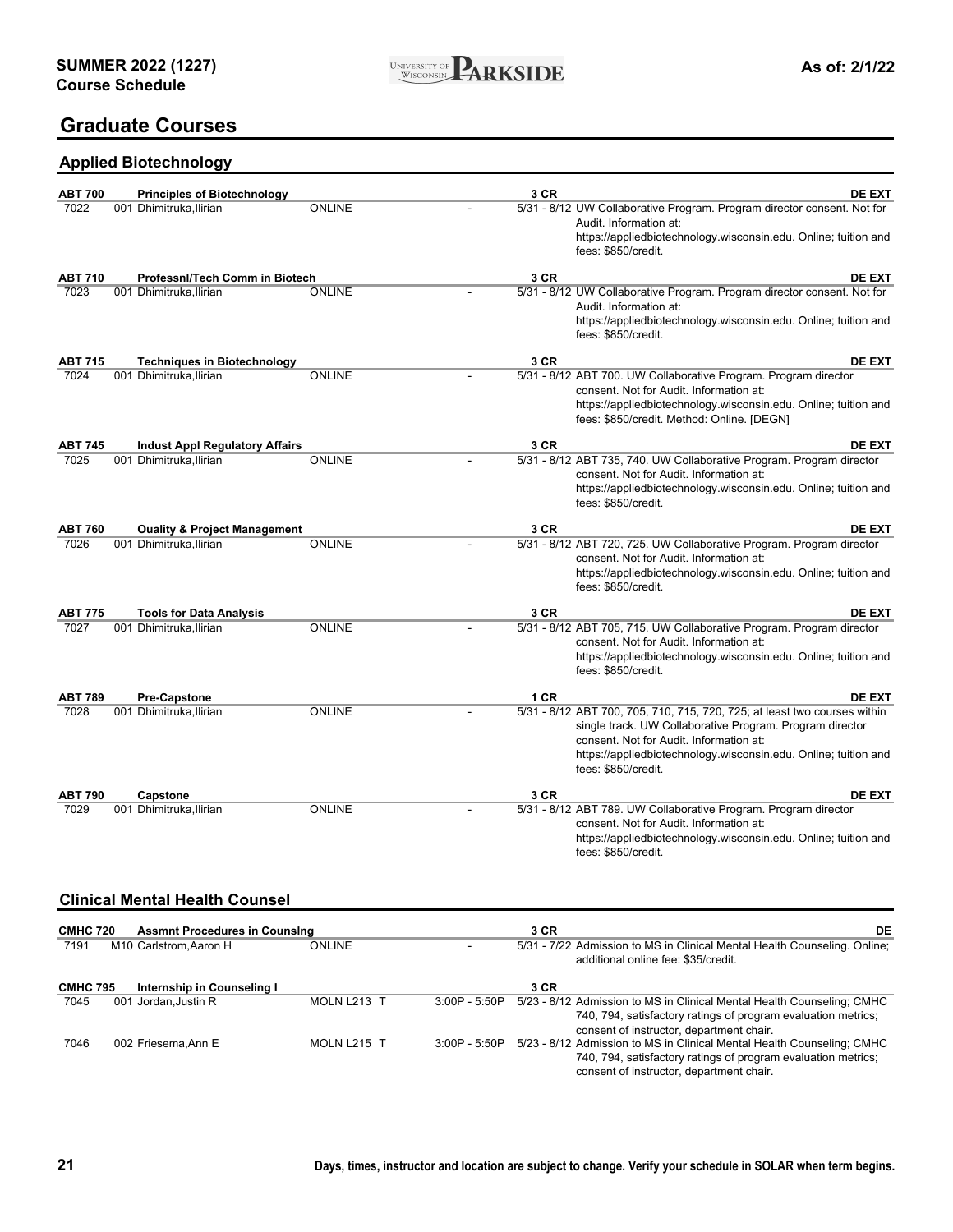# Graduate Courses

## Applied Biotechnology

| Course | Section / Instructor | Location | Time | Dates / Notes |
|---|---|---|---|---|
| **ABT 700** | **Principles of Biotechnology** | | **3 CR** | **DE EXT** |
| 7022 | 001 Dhimitruka,Ilirian | ONLINE | - | 5/31 - 8/12 UW Collaborative Program. Program director consent. Not for Audit. Information at: https://appliedbiotechnology.wisconsin.edu. Online; tuition and fees: $850/credit. |
| **ABT 710** | **Professnl/Tech Comm in Biotech** | | **3 CR** | **DE EXT** |
| 7023 | 001 Dhimitruka,Ilirian | ONLINE | - | 5/31 - 8/12 UW Collaborative Program. Program director consent. Not for Audit. Information at: https://appliedbiotechnology.wisconsin.edu. Online; tuition and fees: $850/credit. |
| **ABT 715** | **Techniques in Biotechnology** | | **3 CR** | **DE EXT** |
| 7024 | 001 Dhimitruka,Ilirian | ONLINE | - | 5/31 - 8/12 ABT 700. UW Collaborative Program. Program director consent. Not for Audit. Information at: https://appliedbiotechnology.wisconsin.edu. Online; tuition and fees: $850/credit. Method: Online. [DEGN] |
| **ABT 745** | **Indust Appl Regulatory Affairs** | | **3 CR** | **DE EXT** |
| 7025 | 001 Dhimitruka,Ilirian | ONLINE | - | 5/31 - 8/12 ABT 735, 740. UW Collaborative Program. Program director consent. Not for Audit. Information at: https://appliedbiotechnology.wisconsin.edu. Online; tuition and fees: $850/credit. |
| **ABT 760** | **Quality & Project Management** | | **3 CR** | **DE EXT** |
| 7026 | 001 Dhimitruka,Ilirian | ONLINE | - | 5/31 - 8/12 ABT 720, 725. UW Collaborative Program. Program director consent. Not for Audit. Information at: https://appliedbiotechnology.wisconsin.edu. Online; tuition and fees: $850/credit. |
| **ABT 775** | **Tools for Data Analysis** | | **3 CR** | **DE EXT** |
| 7027 | 001 Dhimitruka,Ilirian | ONLINE | - | 5/31 - 8/12 ABT 705, 715. UW Collaborative Program. Program director consent. Not for Audit. Information at: https://appliedbiotechnology.wisconsin.edu. Online; tuition and fees: $850/credit. |
| **ABT 789** | **Pre-Capstone** | | **1 CR** | **DE EXT** |
| 7028 | 001 Dhimitruka,Ilirian | ONLINE | - | 5/31 - 8/12 ABT 700, 705, 710, 715, 720, 725; at least two courses within single track. UW Collaborative Program. Program director consent. Not for Audit. Information at: https://appliedbiotechnology.wisconsin.edu. Online; tuition and fees: $850/credit. |
| **ABT 790** | **Capstone** | | **3 CR** | **DE EXT** |
| 7029 | 001 Dhimitruka,Ilirian | ONLINE | - | 5/31 - 8/12 ABT 789. UW Collaborative Program. Program director consent. Not for Audit. Information at: https://appliedbiotechnology.wisconsin.edu. Online; tuition and fees: $850/credit. |

## Clinical Mental Health Counsel

| Course | Section / Instructor | Location | Time | Dates / Notes |
|---|---|---|---|---|
| **CMHC 720** | **Assmnt Procedures in Counslng** | | **3 CR** | **DE** |
| 7191 | M10 Carlstrom,Aaron H | ONLINE | - | 5/31 - 7/22 Admission to MS in Clinical Mental Health Counseling. Online; additional online fee: $35/credit. |
| **CMHC 795** | **Internship in Counseling I** | | **3 CR** | |
| 7045 | 001 Jordan,Justin R | MOLN L213 T | 3:00P - 5:50P | 5/23 - 8/12 Admission to MS in Clinical Mental Health Counseling; CMHC 740, 794, satisfactory ratings of program evaluation metrics; consent of instructor, department chair. |
| 7046 | 002 Friesema,Ann E | MOLN L215 T | 3:00P - 5:50P | 5/23 - 8/12 Admission to MS in Clinical Mental Health Counseling; CMHC 740, 794, satisfactory ratings of program evaluation metrics; consent of instructor, department chair. |

Days, times, instructor and location are subject to change. Verify your schedule in SOLAR when term begins.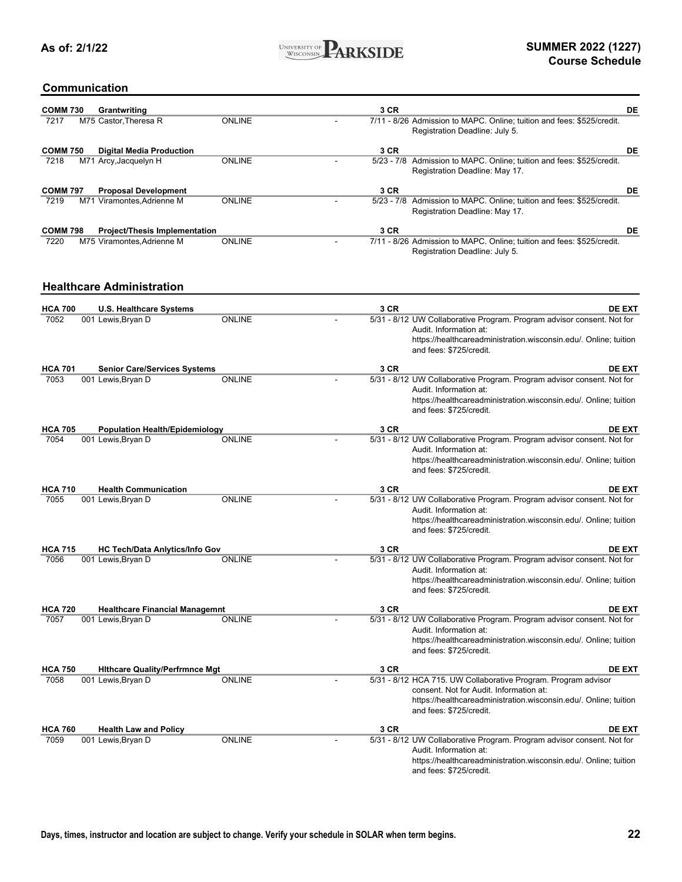## Communication

| Course | Title | | | Credits | | Attr |
|---|---|---|---|---|---|---|
| **COMM 730** | **Grantwriting** | | | **3 CR** | | **DE** |
| 7217 | M75 Castor,Theresa R | ONLINE | - | 7/11 - 8/26 | Admission to MAPC. Online; tuition and fees: $525/credit. Registration Deadline: July 5. | |
| **COMM 750** | **Digital Media Production** | | | **3 CR** | | **DE** |
| 7218 | M71 Arcy,Jacquelyn H | ONLINE | - | 5/23 - 7/8 | Admission to MAPC. Online; tuition and fees: $525/credit. Registration Deadline: May 17. | |
| **COMM 797** | **Proposal Development** | | | **3 CR** | | **DE** |
| 7219 | M71 Viramontes,Adrienne M | ONLINE | - | 5/23 - 7/8 | Admission to MAPC. Online; tuition and fees: $525/credit. Registration Deadline: May 17. | |
| **COMM 798** | **Project/Thesis Implementation** | | | **3 CR** | | **DE** |
| 7220 | M75 Viramontes,Adrienne M | ONLINE | - | 7/11 - 8/26 | Admission to MAPC. Online; tuition and fees: $525/credit. Registration Deadline: July 5. | |

## Healthcare Administration

| Course | Title | | | Credits | | Attr |
|---|---|---|---|---|---|---|
| **HCA 700** | **U.S. Healthcare Systems** | | | **3 CR** | | **DE EXT** |
| 7052 | 001 Lewis,Bryan D | ONLINE | - | 5/31 - 8/12 | UW Collaborative Program. Program advisor consent. Not for Audit. Information at: https://healthcareadministration.wisconsin.edu/. Online; tuition and fees: $725/credit. | |
| **HCA 701** | **Senior Care/Services Systems** | | | **3 CR** | | **DE EXT** |
| 7053 | 001 Lewis,Bryan D | ONLINE | - | 5/31 - 8/12 | UW Collaborative Program. Program advisor consent. Not for Audit. Information at: https://healthcareadministration.wisconsin.edu/. Online; tuition and fees: $725/credit. | |
| **HCA 705** | **Population Health/Epidemiology** | | | **3 CR** | | **DE EXT** |
| 7054 | 001 Lewis,Bryan D | ONLINE | - | 5/31 - 8/12 | UW Collaborative Program. Program advisor consent. Not for Audit. Information at: https://healthcareadministration.wisconsin.edu/. Online; tuition and fees: $725/credit. | |
| **HCA 710** | **Health Communication** | | | **3 CR** | | **DE EXT** |
| 7055 | 001 Lewis,Bryan D | ONLINE | - | 5/31 - 8/12 | UW Collaborative Program. Program advisor consent. Not for Audit. Information at: https://healthcareadministration.wisconsin.edu/. Online; tuition and fees: $725/credit. | |
| **HCA 715** | **HC Tech/Data Anlytics/Info Gov** | | | **3 CR** | | **DE EXT** |
| 7056 | 001 Lewis,Bryan D | ONLINE | - | 5/31 - 8/12 | UW Collaborative Program. Program advisor consent. Not for Audit. Information at: https://healthcareadministration.wisconsin.edu/. Online; tuition and fees: $725/credit. | |
| **HCA 720** | **Healthcare Financial Managemnt** | | | **3 CR** | | **DE EXT** |
| 7057 | 001 Lewis,Bryan D | ONLINE | - | 5/31 - 8/12 | UW Collaborative Program. Program advisor consent. Not for Audit. Information at: https://healthcareadministration.wisconsin.edu/. Online; tuition and fees: $725/credit. | |
| **HCA 750** | **Hlthcare Quality/Perfrmnce Mgt** | | | **3 CR** | | **DE EXT** |
| 7058 | 001 Lewis,Bryan D | ONLINE | - | 5/31 - 8/12 | HCA 715. UW Collaborative Program. Program advisor consent. Not for Audit. Information at: https://healthcareadministration.wisconsin.edu/. Online; tuition and fees: $725/credit. | |
| **HCA 760** | **Health Law and Policy** | | | **3 CR** | | **DE EXT** |
| 7059 | 001 Lewis,Bryan D | ONLINE | - | 5/31 - 8/12 | UW Collaborative Program. Program advisor consent. Not for Audit. Information at: https://healthcareadministration.wisconsin.edu/. Online; tuition and fees: $725/credit. | |

Days, times, instructor and location are subject to change. Verify your schedule in SOLAR when term begins.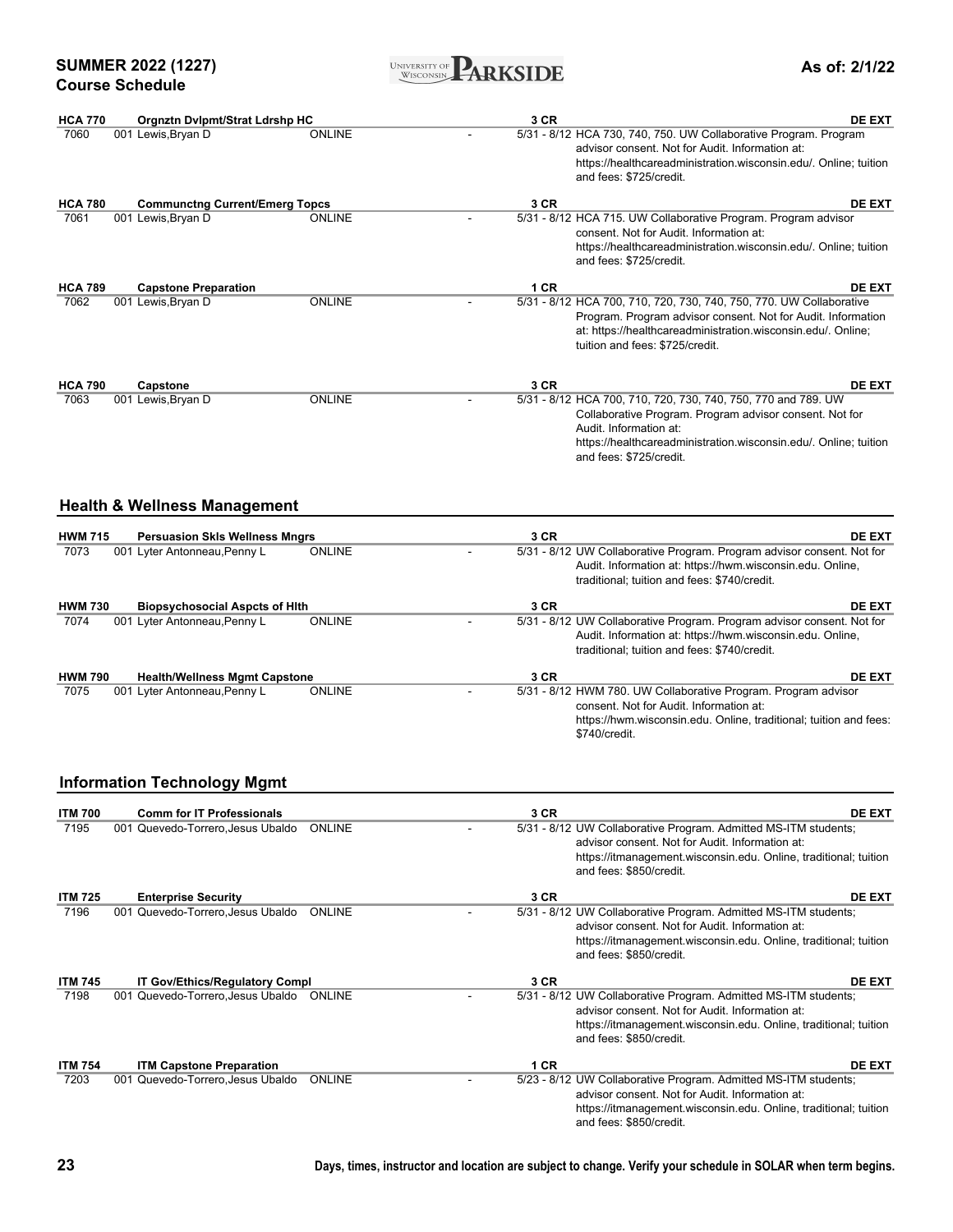**HCA 770** **Orgnztn Dvlpmt/Strat Ldrshp HC** **3 CR** **DE EXT**

7060 001 Lewis,Bryan D ONLINE - 5/31 - 8/12 HCA 730, 740, 750. UW Collaborative Program. Program advisor consent. Not for Audit. Information at: https://healthcareadministration.wisconsin.edu/. Online; tuition and fees: $725/credit.

**HCA 780** **Communctng Current/Emerg Topcs** **3 CR** **DE EXT**

7061 001 Lewis,Bryan D ONLINE - 5/31 - 8/12 HCA 715. UW Collaborative Program. Program advisor consent. Not for Audit. Information at: https://healthcareadministration.wisconsin.edu/. Online; tuition and fees: $725/credit.

**HCA 789** **Capstone Preparation** **1 CR** **DE EXT**

7062 001 Lewis,Bryan D ONLINE - 5/31 - 8/12 HCA 700, 710, 720, 730, 740, 750, 770. UW Collaborative Program. Program advisor consent. Not for Audit. Information at: https://healthcareadministration.wisconsin.edu/. Online; tuition and fees: $725/credit.

**HCA 790** **Capstone** **3 CR** **DE EXT**

7063 001 Lewis,Bryan D ONLINE - 5/31 - 8/12 HCA 700, 710, 720, 730, 740, 750, 770 and 789. UW Collaborative Program. Program advisor consent. Not for Audit. Information at: https://healthcareadministration.wisconsin.edu/. Online; tuition and fees: $725/credit.

## Health & Wellness Management

**HWM 715** **Persuasion Skls Wellness Mngrs** **3 CR** **DE EXT**

7073 001 Lyter Antonneau,Penny L ONLINE - 5/31 - 8/12 UW Collaborative Program. Program advisor consent. Not for Audit. Information at: https://hwm.wisconsin.edu. Online, traditional; tuition and fees: $740/credit.

**HWM 730** **Biopsychosocial Aspcts of Hlth** **3 CR** **DE EXT**

7074 001 Lyter Antonneau,Penny L ONLINE - 5/31 - 8/12 UW Collaborative Program. Program advisor consent. Not for Audit. Information at: https://hwm.wisconsin.edu. Online, traditional; tuition and fees: $740/credit.

**HWM 790** **Health/Wellness Mgmt Capstone** **3 CR** **DE EXT**

7075 001 Lyter Antonneau,Penny L ONLINE - 5/31 - 8/12 HWM 780. UW Collaborative Program. Program advisor consent. Not for Audit. Information at: https://hwm.wisconsin.edu. Online, traditional; tuition and fees: $740/credit.

## Information Technology Mgmt

**ITM 700** **Comm for IT Professionals** **3 CR** **DE EXT**

7195 001 Quevedo-Torrero,Jesus Ubaldo ONLINE - 5/31 - 8/12 UW Collaborative Program. Admitted MS-ITM students; advisor consent. Not for Audit. Information at: https://itmanagement.wisconsin.edu. Online, traditional; tuition and fees: $850/credit.

**ITM 725** **Enterprise Security** **3 CR** **DE EXT**

7196 001 Quevedo-Torrero,Jesus Ubaldo ONLINE - 5/31 - 8/12 UW Collaborative Program. Admitted MS-ITM students; advisor consent. Not for Audit. Information at: https://itmanagement.wisconsin.edu. Online, traditional; tuition and fees: $850/credit.

**ITM 745** **IT Gov/Ethics/Regulatory Compl** **3 CR** **DE EXT**

7198 001 Quevedo-Torrero,Jesus Ubaldo ONLINE - 5/31 - 8/12 UW Collaborative Program. Admitted MS-ITM students; advisor consent. Not for Audit. Information at: https://itmanagement.wisconsin.edu. Online, traditional; tuition and fees: $850/credit.

**ITM 754** **ITM Capstone Preparation** **1 CR** **DE EXT**

7203 001 Quevedo-Torrero,Jesus Ubaldo ONLINE - 5/23 - 8/12 UW Collaborative Program. Admitted MS-ITM students; advisor consent. Not for Audit. Information at: https://itmanagement.wisconsin.edu. Online, traditional; tuition and fees: $850/credit.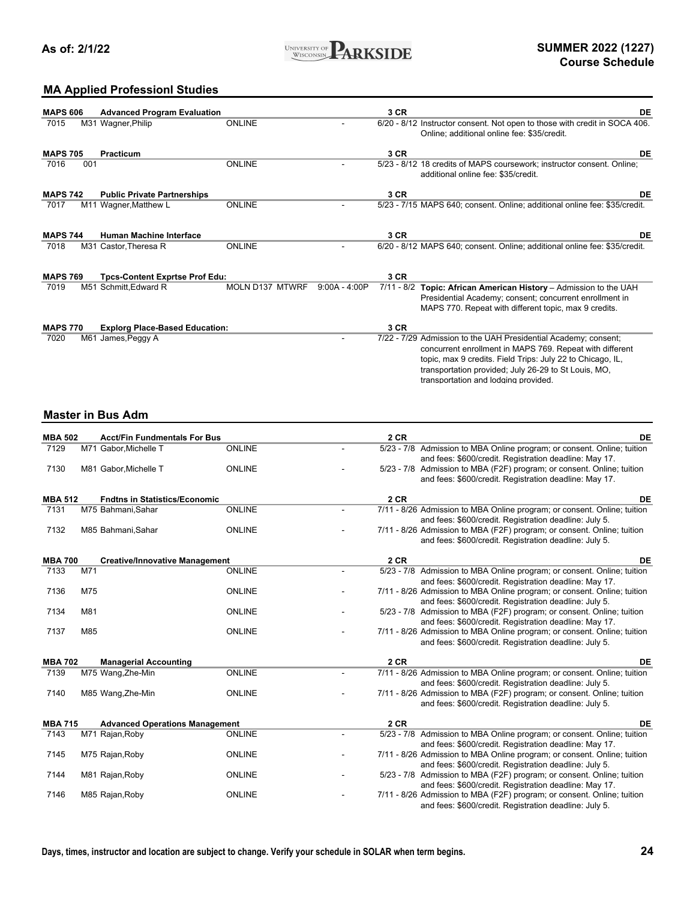## MA Applied Professionl Studies

| Course | Title | | | | CR | | |
|---|---|---|---|---|---|---|---|
| **MAPS 606** | **Advanced Program Evaluation** | | | | **3 CR** | | **DE** |
| 7015 | M31 Wagner,Philip | ONLINE | - | 6/20 - 8/12 | | Instructor consent. Not open to those with credit in SOCA 406. Online; additional online fee: $35/credit. | |
| **MAPS 705** | **Practicum** | | | | **3 CR** | | **DE** |
| 7016 | 001 | ONLINE | - | 5/23 - 8/12 | | 18 credits of MAPS coursework; instructor consent. Online; additional online fee: $35/credit. | |
| **MAPS 742** | **Public Private Partnerships** | | | | **3 CR** | | **DE** |
| 7017 | M11 Wagner,Matthew L | ONLINE | - | 5/23 - 7/15 | | MAPS 640; consent. Online; additional online fee: $35/credit. | |
| **MAPS 744** | **Human Machine Interface** | | | | **3 CR** | | **DE** |
| 7018 | M31 Castor,Theresa R | ONLINE | - | 6/20 - 8/12 | | MAPS 640; consent. Online; additional online fee: $35/credit. | |
| **MAPS 769** | **Tpcs-Content Exprtse Prof Edu:** | | | | **3 CR** | | |
| 7019 | M51 Schmitt,Edward R | MOLN D137 MTWRF | 9:00A - 4:00P | 7/11 - 8/2 | | **Topic: African American History** – Admission to the UAH Presidential Academy; consent; concurrent enrollment in MAPS 770. Repeat with different topic, max 9 credits. | |
| **MAPS 770** | **Explorg Place-Based Education:** | | | | **3 CR** | | |
| 7020 | M61 James,Peggy A | | - | 7/22 - 7/29 | | Admission to the UAH Presidential Academy; consent; concurrent enrollment in MAPS 769. Repeat with different topic, max 9 credits. Field Trips: July 22 to Chicago, IL, transportation provided; July 26-29 to St Louis, MO, transportation and lodging provided. | |

## Master in Bus Adm

| Course | Title | | | | CR | | |
|---|---|---|---|---|---|---|---|
| **MBA 502** | **Acct/Fin Fundmentals For Bus** | | | | **2 CR** | | **DE** |
| 7129 | M71 Gabor,Michelle T | ONLINE | - | 5/23 - 7/8 | | Admission to MBA Online program; or consent. Online; tuition and fees: $600/credit. Registration deadline: May 17. | |
| 7130 | M81 Gabor,Michelle T | ONLINE | - | 5/23 - 7/8 | | Admission to MBA (F2F) program; or consent. Online; tuition and fees: $600/credit. Registration deadline: May 17. | |
| **MBA 512** | **Fndtns in Statistics/Economic** | | | | **2 CR** | | **DE** |
| 7131 | M75 Bahmani,Sahar | ONLINE | - | 7/11 - 8/26 | | Admission to MBA Online program; or consent. Online; tuition and fees: $600/credit. Registration deadline: July 5. | |
| 7132 | M85 Bahmani,Sahar | ONLINE | - | 7/11 - 8/26 | | Admission to MBA (F2F) program; or consent. Online; tuition and fees: $600/credit. Registration deadline: July 5. | |
| **MBA 700** | **Creative/Innovative Management** | | | | **2 CR** | | **DE** |
| 7133 | M71 | ONLINE | - | 5/23 - 7/8 | | Admission to MBA Online program; or consent. Online; tuition and fees: $600/credit. Registration deadline: May 17. | |
| 7136 | M75 | ONLINE | - | 7/11 - 8/26 | | Admission to MBA Online program; or consent. Online; tuition and fees: $600/credit. Registration deadline: July 5. | |
| 7134 | M81 | ONLINE | - | 5/23 - 7/8 | | Admission to MBA (F2F) program; or consent. Online; tuition and fees: $600/credit. Registration deadline: May 17. | |
| 7137 | M85 | ONLINE | - | 7/11 - 8/26 | | Admission to MBA Online program; or consent. Online; tuition and fees: $600/credit. Registration deadline: July 5. | |
| **MBA 702** | **Managerial Accounting** | | | | **2 CR** | | **DE** |
| 7139 | M75 Wang,Zhe-Min | ONLINE | - | 7/11 - 8/26 | | Admission to MBA Online program; or consent. Online; tuition and fees: $600/credit. Registration deadline: July 5. | |
| 7140 | M85 Wang,Zhe-Min | ONLINE | - | 7/11 - 8/26 | | Admission to MBA (F2F) program; or consent. Online; tuition and fees: $600/credit. Registration deadline: July 5. | |
| **MBA 715** | **Advanced Operations Management** | | | | **2 CR** | | **DE** |
| 7143 | M71 Rajan,Roby | ONLINE | - | 5/23 - 7/8 | | Admission to MBA Online program; or consent. Online; tuition and fees: $600/credit. Registration deadline: May 17. | |
| 7145 | M75 Rajan,Roby | ONLINE | - | 7/11 - 8/26 | | Admission to MBA Online program; or consent. Online; tuition and fees: $600/credit. Registration deadline: July 5. | |
| 7144 | M81 Rajan,Roby | ONLINE | - | 5/23 - 7/8 | | Admission to MBA (F2F) program; or consent. Online; tuition and fees: $600/credit. Registration deadline: May 17. | |
| 7146 | M85 Rajan,Roby | ONLINE | - | 7/11 - 8/26 | | Admission to MBA (F2F) program; or consent. Online; tuition and fees: $600/credit. Registration deadline: July 5. | |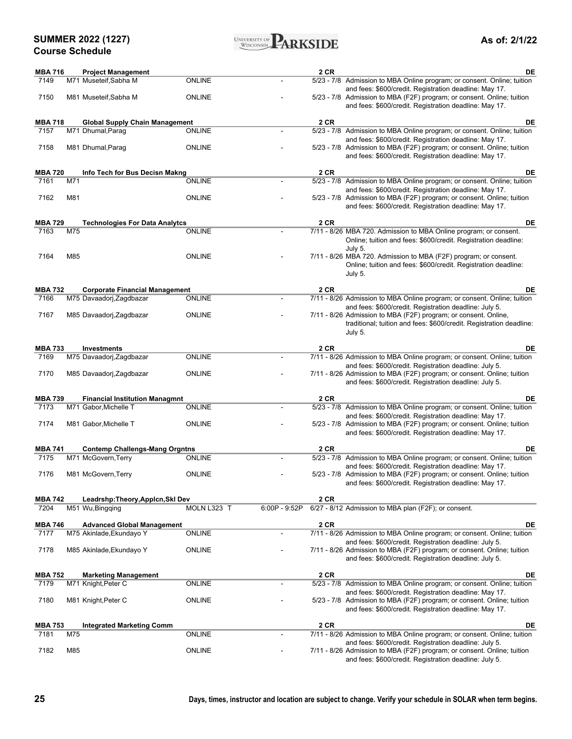**SUMMER 2022 (1227)**
**Course Schedule**

**As of: 2/1/22**

| Class | Section / Instructor | Location | Time | Dates / Notes |
|---|---|---|---|---|
| **MBA 716** | **Project Management** | | | **2 CR** **DE** |
| 7149 | M71 Museteif,Sabha M | ONLINE | - | 5/23 - 7/8 Admission to MBA Online program; or consent. Online; tuition and fees: $600/credit. Registration deadline: May 17. |
| 7150 | M81 Museteif,Sabha M | ONLINE | - | 5/23 - 7/8 Admission to MBA (F2F) program; or consent. Online; tuition and fees: $600/credit. Registration deadline: May 17. |
| **MBA 718** | **Global Supply Chain Management** | | | **2 CR** **DE** |
| 7157 | M71 Dhumal,Parag | ONLINE | - | 5/23 - 7/8 Admission to MBA Online program; or consent. Online; tuition and fees: $600/credit. Registration deadline: May 17. |
| 7158 | M81 Dhumal,Parag | ONLINE | - | 5/23 - 7/8 Admission to MBA (F2F) program; or consent. Online; tuition and fees: $600/credit. Registration deadline: May 17. |
| **MBA 720** | **Info Tech for Bus Decisn Makng** | | | **2 CR** **DE** |
| 7161 | M71 | ONLINE | - | 5/23 - 7/8 Admission to MBA Online program; or consent. Online; tuition and fees: $600/credit. Registration deadline: May 17. |
| 7162 | M81 | ONLINE | - | 5/23 - 7/8 Admission to MBA (F2F) program; or consent. Online; tuition and fees: $600/credit. Registration deadline: May 17. |
| **MBA 729** | **Technologies For Data Analytcs** | | | **2 CR** **DE** |
| 7163 | M75 | ONLINE | - | 7/11 - 8/26 MBA 720. Admission to MBA Online program; or consent. Online; tuition and fees: $600/credit. Registration deadline: July 5. |
| 7164 | M85 | ONLINE | - | 7/11 - 8/26 MBA 720. Admission to MBA (F2F) program; or consent. Online; tuition and fees: $600/credit. Registration deadline: July 5. |
| **MBA 732** | **Corporate Financial Management** | | | **2 CR** **DE** |
| 7166 | M75 Davaadorj,Zagdbazar | ONLINE | - | 7/11 - 8/26 Admission to MBA Online program; or consent. Online; tuition and fees: $600/credit. Registration deadline: July 5. |
| 7167 | M85 Davaadorj,Zagdbazar | ONLINE | - | 7/11 - 8/26 Admission to MBA (F2F) program; or consent. Online, traditional; tuition and fees: $600/credit. Registration deadline: July 5. |
| **MBA 733** | **Investments** | | | **2 CR** **DE** |
| 7169 | M75 Davaadorj,Zagdbazar | ONLINE | - | 7/11 - 8/26 Admission to MBA Online program; or consent. Online; tuition and fees: $600/credit. Registration deadline: July 5. |
| 7170 | M85 Davaadorj,Zagdbazar | ONLINE | - | 7/11 - 8/26 Admission to MBA (F2F) program; or consent. Online; tuition and fees: $600/credit. Registration deadline: July 5. |
| **MBA 739** | **Financial Institution Managmnt** | | | **2 CR** **DE** |
| 7173 | M71 Gabor,Michelle T | ONLINE | - | 5/23 - 7/8 Admission to MBA Online program; or consent. Online; tuition and fees: $600/credit. Registration deadline: May 17. |
| 7174 | M81 Gabor,Michelle T | ONLINE | - | 5/23 - 7/8 Admission to MBA (F2F) program; or consent. Online; tuition and fees: $600/credit. Registration deadline: May 17. |
| **MBA 741** | **Contemp Challengs-Mang Orgntns** | | | **2 CR** **DE** |
| 7175 | M71 McGovern,Terry | ONLINE | - | 5/23 - 7/8 Admission to MBA Online program; or consent. Online; tuition and fees: $600/credit. Registration deadline: May 17. |
| 7176 | M81 McGovern,Terry | ONLINE | - | 5/23 - 7/8 Admission to MBA (F2F) program; or consent. Online; tuition and fees: $600/credit. Registration deadline: May 17. |
| **MBA 742** | **Leadrshp:Theory,Applcn,Skl Dev** | | | **2 CR** |
| 7204 | M51 Wu,Bingqing | MOLN L323 T | 6:00P - 9:52P | 6/27 - 8/12 Admission to MBA plan (F2F); or consent. |
| **MBA 746** | **Advanced Global Management** | | | **2 CR** **DE** |
| 7177 | M75 Akinlade,Ekundayo Y | ONLINE | - | 7/11 - 8/26 Admission to MBA Online program; or consent. Online; tuition and fees: $600/credit. Registration deadline: July 5. |
| 7178 | M85 Akinlade,Ekundayo Y | ONLINE | - | 7/11 - 8/26 Admission to MBA (F2F) program; or consent. Online; tuition and fees: $600/credit. Registration deadline: July 5. |
| **MBA 752** | **Marketing Management** | | | **2 CR** **DE** |
| 7179 | M71 Knight,Peter C | ONLINE | - | 5/23 - 7/8 Admission to MBA Online program; or consent. Online; tuition and fees: $600/credit. Registration deadline: May 17. |
| 7180 | M81 Knight,Peter C | ONLINE | - | 5/23 - 7/8 Admission to MBA (F2F) program; or consent. Online; tuition and fees: $600/credit. Registration deadline: May 17. |
| **MBA 753** | **Integrated Marketing Comm** | | | **2 CR** **DE** |
| 7181 | M75 | ONLINE | - | 7/11 - 8/26 Admission to MBA Online program; or consent. Online; tuition and fees: $600/credit. Registration deadline: July 5. |
| 7182 | M85 | ONLINE | - | 7/11 - 8/26 Admission to MBA (F2F) program; or consent. Online; tuition and fees: $600/credit. Registration deadline: July 5. |

**Days, times, instructor and location are subject to change. Verify your schedule in SOLAR when term begins.**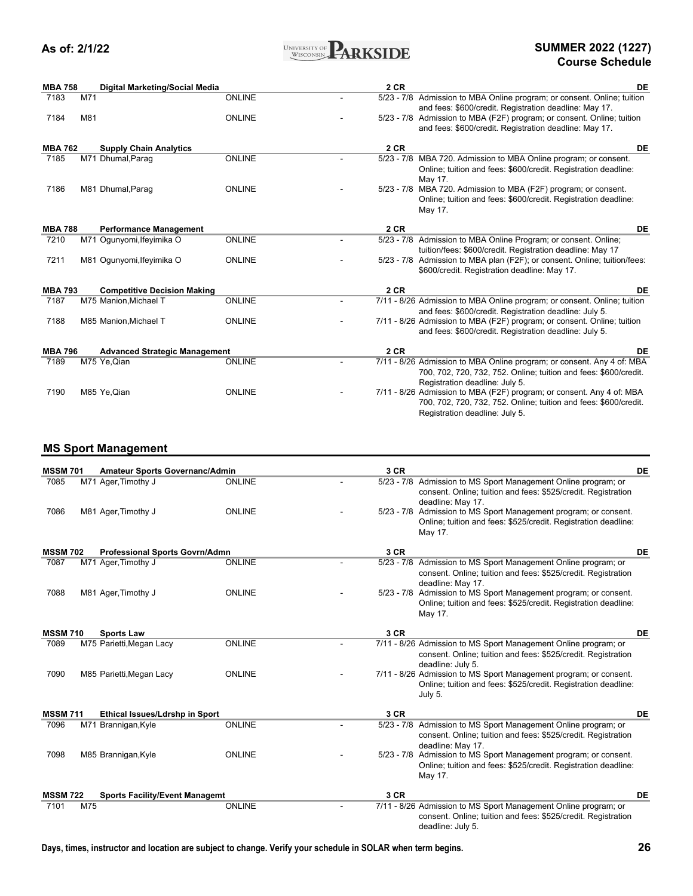| Course | Title | | | Credits | | Attribute |
|---|---|---|---|---|---|---|
| **MBA 758** | **Digital Marketing/Social Media** | | | **2 CR** | | **DE** |
| 7183 | M71 | ONLINE | - | 5/23 - 7/8 | Admission to MBA Online program; or consent. Online; tuition and fees: $600/credit. Registration deadline: May 17. | |
| 7184 | M81 | ONLINE | - | 5/23 - 7/8 | Admission to MBA (F2F) program; or consent. Online; tuition and fees: $600/credit. Registration deadline: May 17. | |
| **MBA 762** | **Supply Chain Analytics** | | | **2 CR** | | **DE** |
| 7185 | M71 Dhumal,Parag | ONLINE | - | 5/23 - 7/8 | MBA 720. Admission to MBA Online program; or consent. Online; tuition and fees: $600/credit. Registration deadline: May 17. | |
| 7186 | M81 Dhumal,Parag | ONLINE | - | 5/23 - 7/8 | MBA 720. Admission to MBA (F2F) program; or consent. Online; tuition and fees: $600/credit. Registration deadline: May 17. | |
| **MBA 788** | **Performance Management** | | | **2 CR** | | **DE** |
| 7210 | M71 Ogunyomi,Ifeyimika O | ONLINE | - | 5/23 - 7/8 | Admission to MBA Online Program; or consent. Online; tuition/fees: $600/credit. Registration deadline: May 17 | |
| 7211 | M81 Ogunyomi,Ifeyimika O | ONLINE | - | 5/23 - 7/8 | Admission to MBA plan (F2F); or consent. Online; tuition/fees: $600/credit. Registration deadline: May 17. | |
| **MBA 793** | **Competitive Decision Making** | | | **2 CR** | | **DE** |
| 7187 | M75 Manion,Michael T | ONLINE | - | 7/11 - 8/26 | Admission to MBA Online program; or consent. Online; tuition and fees: $600/credit. Registration deadline: July 5. | |
| 7188 | M85 Manion,Michael T | ONLINE | - | 7/11 - 8/26 | Admission to MBA (F2F) program; or consent. Online; tuition and fees: $600/credit. Registration deadline: July 5. | |
| **MBA 796** | **Advanced Strategic Management** | | | **2 CR** | | **DE** |
| 7189 | M75 Ye,Qian | ONLINE | - | 7/11 - 8/26 | Admission to MBA Online program; or consent. Any 4 of: MBA 700, 702, 720, 732, 752. Online; tuition and fees: $600/credit. Registration deadline: July 5. | |
| 7190 | M85 Ye,Qian | ONLINE | - | 7/11 - 8/26 | Admission to MBA (F2F) program; or consent. Any 4 of: MBA 700, 702, 720, 732, 752. Online; tuition and fees: $600/credit. Registration deadline: July 5. | |

## MS Sport Management

| Course | Title | | | Credits | | Attribute |
|---|---|---|---|---|---|---|
| **MSSM 701** | **Amateur Sports Governanc/Admin** | | | **3 CR** | | **DE** |
| 7085 | M71 Ager,Timothy J | ONLINE | - | 5/23 - 7/8 | Admission to MS Sport Management Online program; or consent. Online; tuition and fees: $525/credit. Registration deadline: May 17. | |
| 7086 | M81 Ager,Timothy J | ONLINE | - | 5/23 - 7/8 | Admission to MS Sport Management program; or consent. Online; tuition and fees: $525/credit. Registration deadline: May 17. | |
| **MSSM 702** | **Professional Sports Govrn/Admn** | | | **3 CR** | | **DE** |
| 7087 | M71 Ager,Timothy J | ONLINE | - | 5/23 - 7/8 | Admission to MS Sport Management Online program; or consent. Online; tuition and fees: $525/credit. Registration deadline: May 17. | |
| 7088 | M81 Ager,Timothy J | ONLINE | - | 5/23 - 7/8 | Admission to MS Sport Management program; or consent. Online; tuition and fees: $525/credit. Registration deadline: May 17. | |
| **MSSM 710** | **Sports Law** | | | **3 CR** | | **DE** |
| 7089 | M75 Parietti,Megan Lacy | ONLINE | - | 7/11 - 8/26 | Admission to MS Sport Management Online program; or consent. Online; tuition and fees: $525/credit. Registration deadline: July 5. | |
| 7090 | M85 Parietti,Megan Lacy | ONLINE | - | 7/11 - 8/26 | Admission to MS Sport Management program; or consent. Online; tuition and fees: $525/credit. Registration deadline: July 5. | |
| **MSSM 711** | **Ethical Issues/Ldrshp in Sport** | | | **3 CR** | | **DE** |
| 7096 | M71 Brannigan,Kyle | ONLINE | - | 5/23 - 7/8 | Admission to MS Sport Management Online program; or consent. Online; tuition and fees: $525/credit. Registration deadline: May 17. | |
| 7098 | M85 Brannigan,Kyle | ONLINE | - | 5/23 - 7/8 | Admission to MS Sport Management program; or consent. Online; tuition and fees: $525/credit. Registration deadline: May 17. | |
| **MSSM 722** | **Sports Facility/Event Managemt** | | | **3 CR** | | **DE** |
| 7101 | M75 | ONLINE | - | 7/11 - 8/26 | Admission to MS Sport Management Online program; or consent. Online; tuition and fees: $525/credit. Registration deadline: July 5. | |

Days, times, instructor and location are subject to change. Verify your schedule in SOLAR when term begins.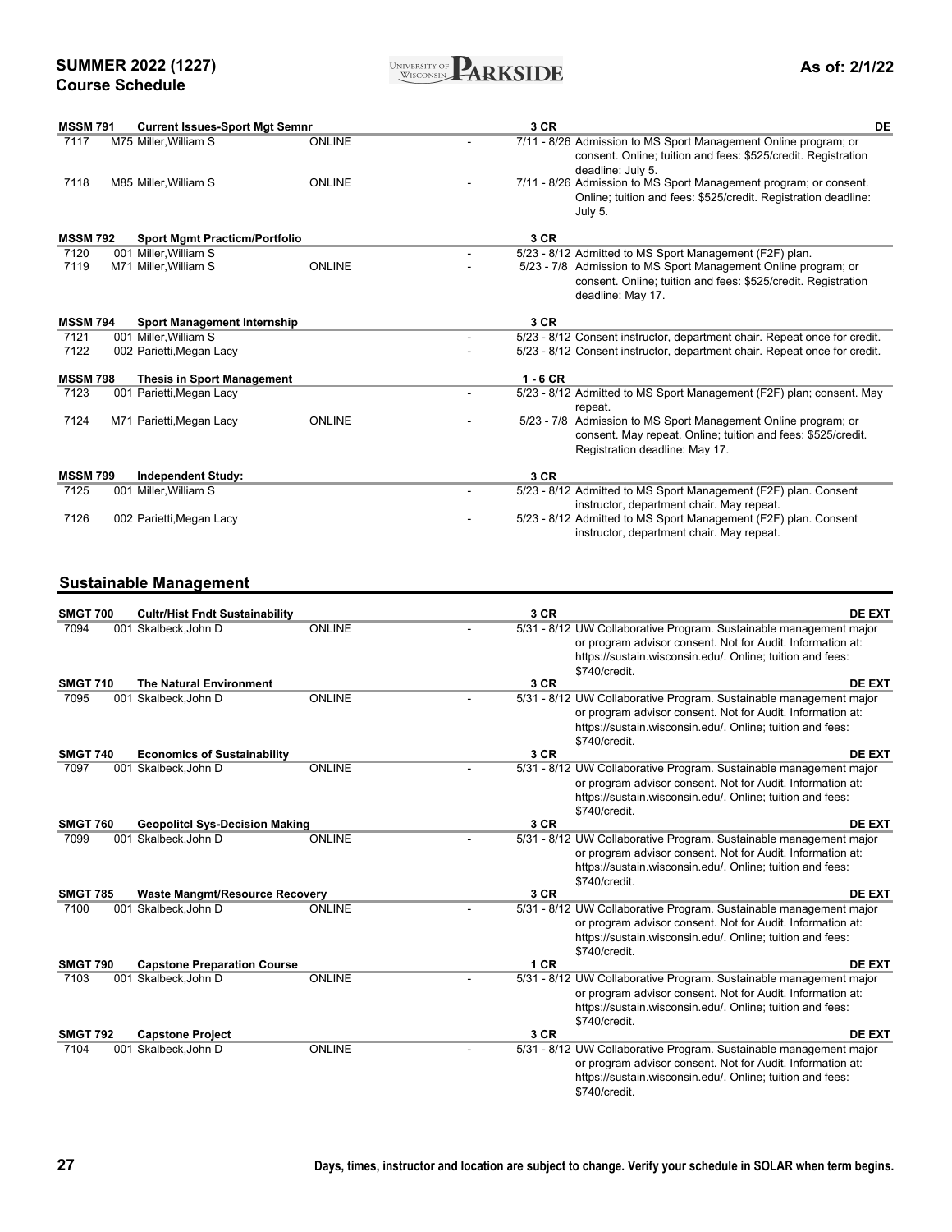| Course / Class | Section / Instructor | Mode | | Credits / Dates | Notes |
|---|---|---|---|---|---|
| **MSSM 791** | **Current Issues-Sport Mgt Semnr** | | | **3 CR** | **DE** |
| 7117 | M75 Miller,William S | ONLINE | - | 7/11 - 8/26 | Admission to MS Sport Management Online program; or consent. Online; tuition and fees: $525/credit. Registration deadline: July 5. |
| 7118 | M85 Miller,William S | ONLINE | - | 7/11 - 8/26 | Admission to MS Sport Management program; or consent. Online; tuition and fees: $525/credit. Registration deadline: July 5. |
| **MSSM 792** | **Sport Mgmt Practicm/Portfolio** | | | **3 CR** | |
| 7120 | 001 Miller,William S | | - | 5/23 - 8/12 | Admitted to MS Sport Management (F2F) plan. |
| 7119 | M71 Miller,William S | ONLINE | - | 5/23 - 7/8 | Admission to MS Sport Management Online program; or consent. Online; tuition and fees: $525/credit. Registration deadline: May 17. |
| **MSSM 794** | **Sport Management Internship** | | | **3 CR** | |
| 7121 | 001 Miller,William S | | - | 5/23 - 8/12 | Consent instructor, department chair. Repeat once for credit. |
| 7122 | 002 Parietti,Megan Lacy | | - | 5/23 - 8/12 | Consent instructor, department chair. Repeat once for credit. |
| **MSSM 798** | **Thesis in Sport Management** | | | **1 - 6 CR** | |
| 7123 | 001 Parietti,Megan Lacy | | - | 5/23 - 8/12 | Admitted to MS Sport Management (F2F) plan; consent. May repeat. |
| 7124 | M71 Parietti,Megan Lacy | ONLINE | - | 5/23 - 7/8 | Admission to MS Sport Management Online program; or consent. May repeat. Online; tuition and fees: $525/credit. Registration deadline: May 17. |
| **MSSM 799** | **Independent Study:** | | | **3 CR** | |
| 7125 | 001 Miller,William S | | - | 5/23 - 8/12 | Admitted to MS Sport Management (F2F) plan. Consent instructor, department chair. May repeat. |
| 7126 | 002 Parietti,Megan Lacy | | - | 5/23 - 8/12 | Admitted to MS Sport Management (F2F) plan. Consent instructor, department chair. May repeat. |

## Sustainable Management

| Course / Class | Section / Instructor | Mode | | Credits / Dates | Notes |
|---|---|---|---|---|---|
| **SMGT 700** | **Cultr/Hist Fndt Sustainability** | | | **3 CR** | **DE EXT** |
| 7094 | 001 Skalbeck,John D | ONLINE | - | 5/31 - 8/12 | UW Collaborative Program. Sustainable management major or program advisor consent. Not for Audit. Information at: https://sustain.wisconsin.edu/. Online; tuition and fees: $740/credit. |
| **SMGT 710** | **The Natural Environment** | | | **3 CR** | **DE EXT** |
| 7095 | 001 Skalbeck,John D | ONLINE | - | 5/31 - 8/12 | UW Collaborative Program. Sustainable management major or program advisor consent. Not for Audit. Information at: https://sustain.wisconsin.edu/. Online; tuition and fees: $740/credit. |
| **SMGT 740** | **Economics of Sustainability** | | | **3 CR** | **DE EXT** |
| 7097 | 001 Skalbeck,John D | ONLINE | - | 5/31 - 8/12 | UW Collaborative Program. Sustainable management major or program advisor consent. Not for Audit. Information at: https://sustain.wisconsin.edu/. Online; tuition and fees: $740/credit. |
| **SMGT 760** | **Geopolitcl Sys-Decision Making** | | | **3 CR** | **DE EXT** |
| 7099 | 001 Skalbeck,John D | ONLINE | - | 5/31 - 8/12 | UW Collaborative Program. Sustainable management major or program advisor consent. Not for Audit. Information at: https://sustain.wisconsin.edu/. Online; tuition and fees: $740/credit. |
| **SMGT 785** | **Waste Mangmt/Resource Recovery** | | | **3 CR** | **DE EXT** |
| 7100 | 001 Skalbeck,John D | ONLINE | - | 5/31 - 8/12 | UW Collaborative Program. Sustainable management major or program advisor consent. Not for Audit. Information at: https://sustain.wisconsin.edu/. Online; tuition and fees: $740/credit. |
| **SMGT 790** | **Capstone Preparation Course** | | | **1 CR** | **DE EXT** |
| 7103 | 001 Skalbeck,John D | ONLINE | - | 5/31 - 8/12 | UW Collaborative Program. Sustainable management major or program advisor consent. Not for Audit. Information at: https://sustain.wisconsin.edu/. Online; tuition and fees: $740/credit. |
| **SMGT 792** | **Capstone Project** | | | **3 CR** | **DE EXT** |
| 7104 | 001 Skalbeck,John D | ONLINE | - | 5/31 - 8/12 | UW Collaborative Program. Sustainable management major or program advisor consent. Not for Audit. Information at: https://sustain.wisconsin.edu/. Online; tuition and fees: $740/credit. |

Days, times, instructor and location are subject to change. Verify your schedule in SOLAR when term begins.